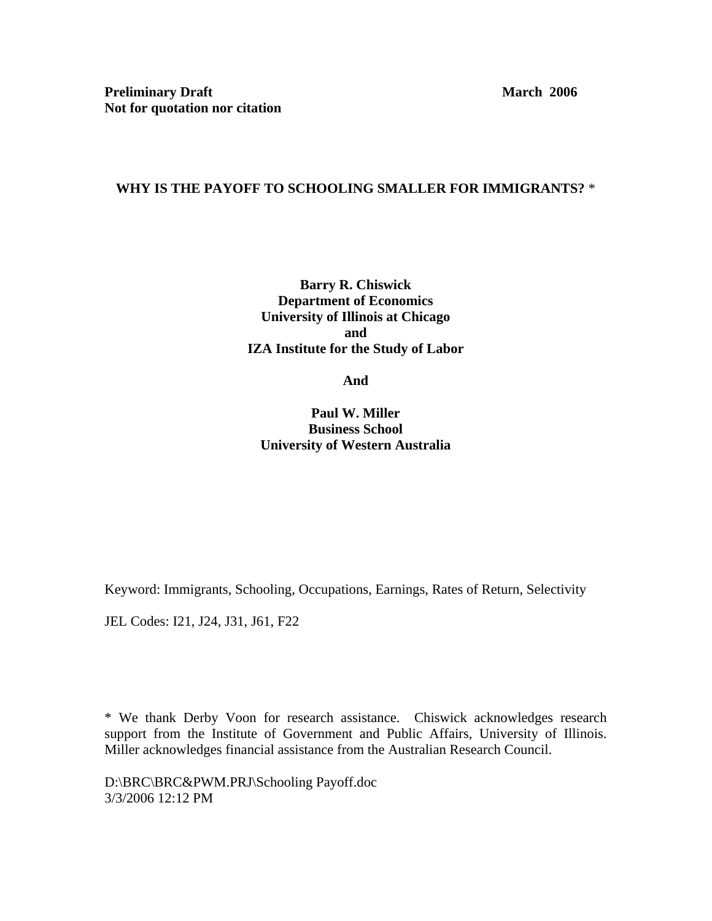**Preliminary Draft** **March 2006**
**Not for quotation nor citation**

# WHY IS THE PAYOFF TO SCHOOLING SMALLER FOR IMMIGRANTS? *

**Barry R. Chiswick**
**Department of Economics**
**University of Illinois at Chicago**
**and**
**IZA Institute for the Study of Labor**

**And**

**Paul W. Miller**
**Business School**
**University of Western Australia**

Keyword: Immigrants, Schooling, Occupations, Earnings, Rates of Return, Selectivity

JEL Codes: I21, J24, J31, J61, F22

* We thank Derby Voon for research assistance. Chiswick acknowledges research support from the Institute of Government and Public Affairs, University of Illinois. Miller acknowledges financial assistance from the Australian Research Council.

D:\BRC\BRC&PWM.PRJ\Schooling Payoff.doc
3/3/2006 12:12 PM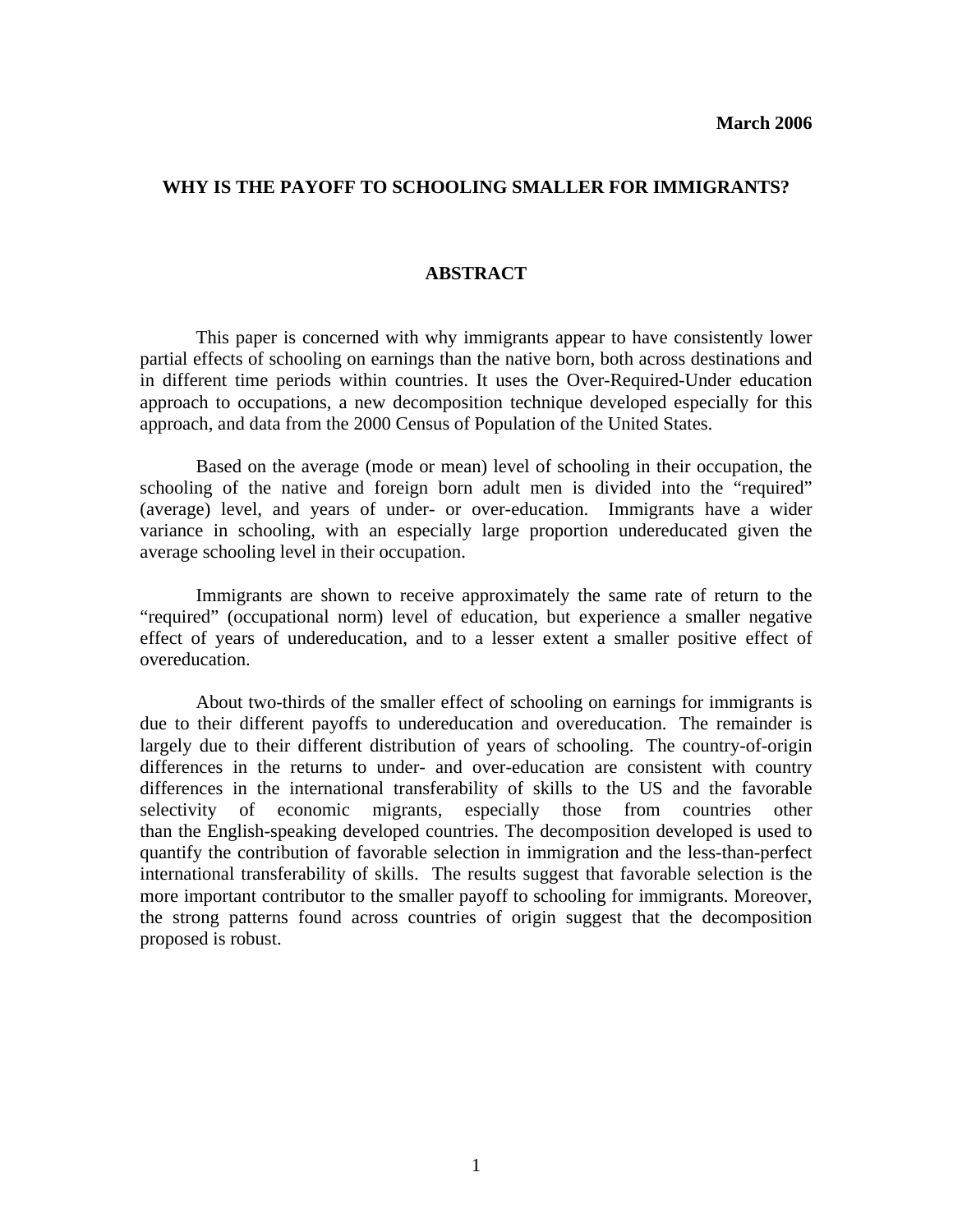March 2006

## WHY IS THE PAYOFF TO SCHOOLING SMALLER FOR IMMIGRANTS?

### ABSTRACT

This paper is concerned with why immigrants appear to have consistently lower partial effects of schooling on earnings than the native born, both across destinations and in different time periods within countries. It uses the Over-Required-Under education approach to occupations, a new decomposition technique developed especially for this approach, and data from the 2000 Census of Population of the United States.

Based on the average (mode or mean) level of schooling in their occupation, the schooling of the native and foreign born adult men is divided into the "required" (average) level, and years of under- or over-education. Immigrants have a wider variance in schooling, with an especially large proportion undereducated given the average schooling level in their occupation.

Immigrants are shown to receive approximately the same rate of return to the "required" (occupational norm) level of education, but experience a smaller negative effect of years of undereducation, and to a lesser extent a smaller positive effect of overeducation.

About two-thirds of the smaller effect of schooling on earnings for immigrants is due to their different payoffs to undereducation and overeducation. The remainder is largely due to their different distribution of years of schooling. The country-of-origin differences in the returns to under- and over-education are consistent with country differences in the international transferability of skills to the US and the favorable selectivity of economic migrants, especially those from countries other than the English-speaking developed countries. The decomposition developed is used to quantify the contribution of favorable selection in immigration and the less-than-perfect international transferability of skills. The results suggest that favorable selection is the more important contributor to the smaller payoff to schooling for immigrants. Moreover, the strong patterns found across countries of origin suggest that the decomposition proposed is robust.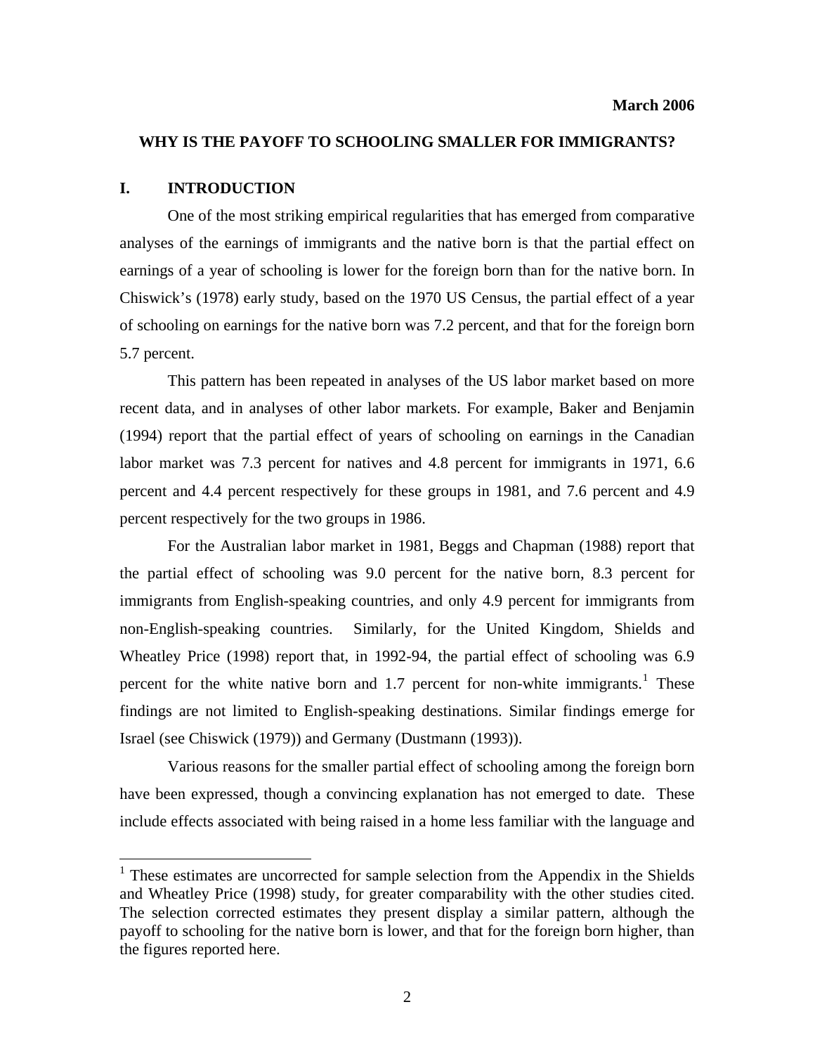**March 2006**

# WHY IS THE PAYOFF TO SCHOOLING SMALLER FOR IMMIGRANTS?

## I. INTRODUCTION

One of the most striking empirical regularities that has emerged from comparative analyses of the earnings of immigrants and the native born is that the partial effect on earnings of a year of schooling is lower for the foreign born than for the native born. In Chiswick's (1978) early study, based on the 1970 US Census, the partial effect of a year of schooling on earnings for the native born was 7.2 percent, and that for the foreign born 5.7 percent.

This pattern has been repeated in analyses of the US labor market based on more recent data, and in analyses of other labor markets. For example, Baker and Benjamin (1994) report that the partial effect of years of schooling on earnings in the Canadian labor market was 7.3 percent for natives and 4.8 percent for immigrants in 1971, 6.6 percent and 4.4 percent respectively for these groups in 1981, and 7.6 percent and 4.9 percent respectively for the two groups in 1986.

For the Australian labor market in 1981, Beggs and Chapman (1988) report that the partial effect of schooling was 9.0 percent for the native born, 8.3 percent for immigrants from English-speaking countries, and only 4.9 percent for immigrants from non-English-speaking countries. Similarly, for the United Kingdom, Shields and Wheatley Price (1998) report that, in 1992-94, the partial effect of schooling was 6.9 percent for the white native born and 1.7 percent for non-white immigrants.[1] These findings are not limited to English-speaking destinations. Similar findings emerge for Israel (see Chiswick (1979)) and Germany (Dustmann (1993)).

Various reasons for the smaller partial effect of schooling among the foreign born have been expressed, though a convincing explanation has not emerged to date. These include effects associated with being raised in a home less familiar with the language and

---

[1] These estimates are uncorrected for sample selection from the Appendix in the Shields and Wheatley Price (1998) study, for greater comparability with the other studies cited. The selection corrected estimates they present display a similar pattern, although the payoff to schooling for the native born is lower, and that for the foreign born higher, than the figures reported here.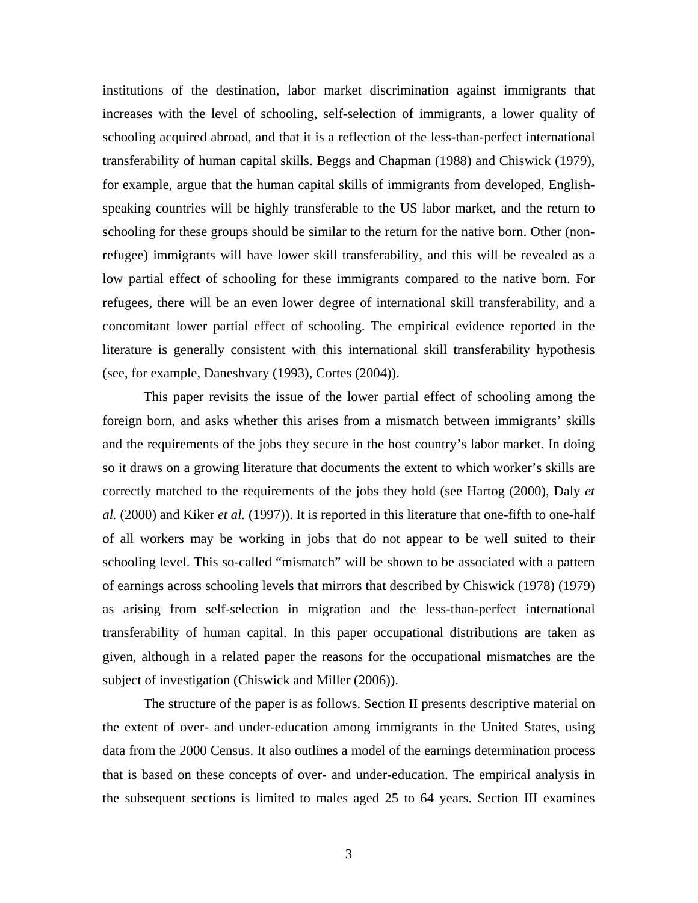institutions of the destination, labor market discrimination against immigrants that increases with the level of schooling, self-selection of immigrants, a lower quality of schooling acquired abroad, and that it is a reflection of the less-than-perfect international transferability of human capital skills. Beggs and Chapman (1988) and Chiswick (1979), for example, argue that the human capital skills of immigrants from developed, English-speaking countries will be highly transferable to the US labor market, and the return to schooling for these groups should be similar to the return for the native born. Other (non-refugee) immigrants will have lower skill transferability, and this will be revealed as a low partial effect of schooling for these immigrants compared to the native born. For refugees, there will be an even lower degree of international skill transferability, and a concomitant lower partial effect of schooling. The empirical evidence reported in the literature is generally consistent with this international skill transferability hypothesis (see, for example, Daneshvary (1993), Cortes (2004)).

This paper revisits the issue of the lower partial effect of schooling among the foreign born, and asks whether this arises from a mismatch between immigrants' skills and the requirements of the jobs they secure in the host country's labor market. In doing so it draws on a growing literature that documents the extent to which worker's skills are correctly matched to the requirements of the jobs they hold (see Hartog (2000), Daly *et al.* (2000) and Kiker *et al.* (1997)). It is reported in this literature that one-fifth to one-half of all workers may be working in jobs that do not appear to be well suited to their schooling level. This so-called "mismatch" will be shown to be associated with a pattern of earnings across schooling levels that mirrors that described by Chiswick (1978) (1979) as arising from self-selection in migration and the less-than-perfect international transferability of human capital. In this paper occupational distributions are taken as given, although in a related paper the reasons for the occupational mismatches are the subject of investigation (Chiswick and Miller (2006)).

The structure of the paper is as follows. Section II presents descriptive material on the extent of over- and under-education among immigrants in the United States, using data from the 2000 Census. It also outlines a model of the earnings determination process that is based on these concepts of over- and under-education. The empirical analysis in the subsequent sections is limited to males aged 25 to 64 years. Section III examines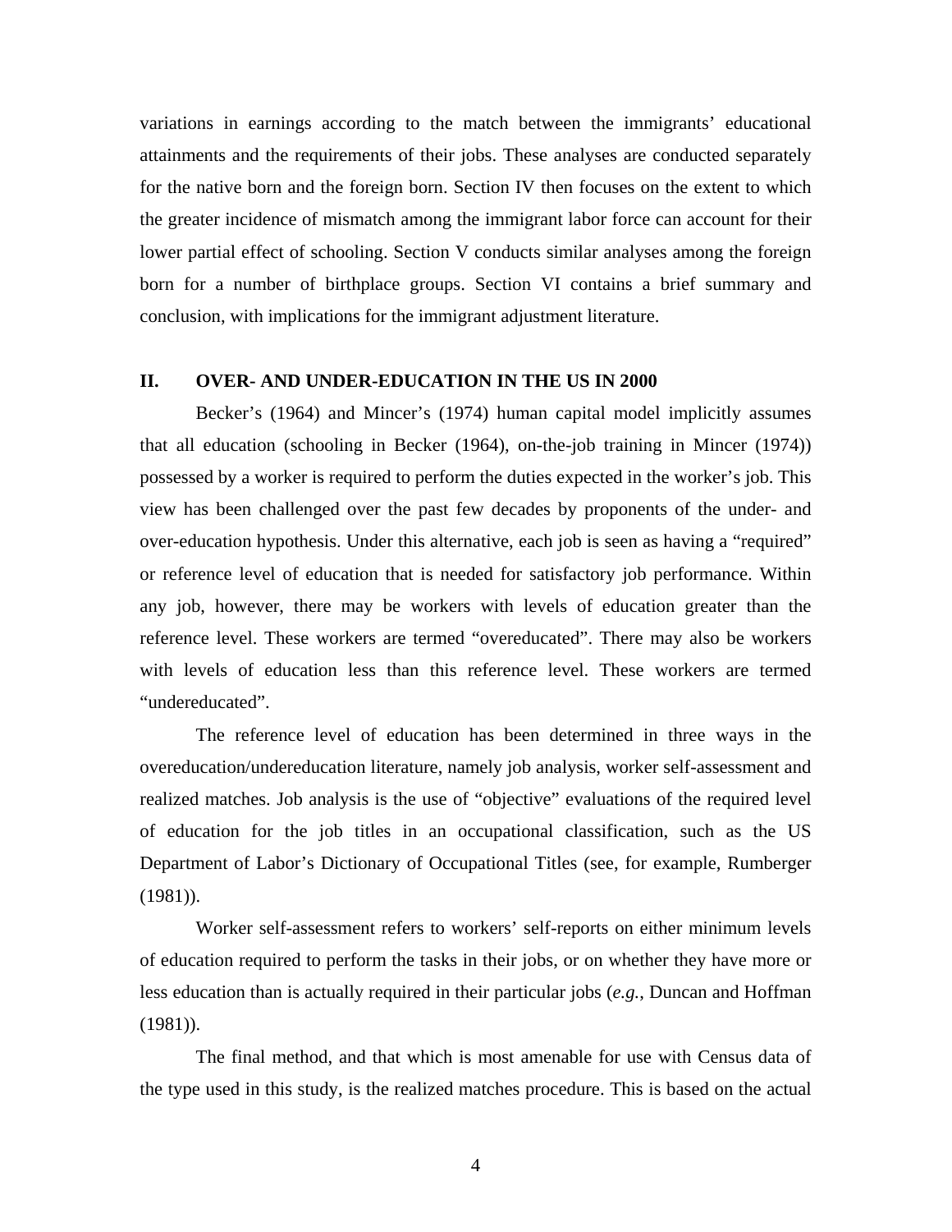variations in earnings according to the match between the immigrants' educational attainments and the requirements of their jobs. These analyses are conducted separately for the native born and the foreign born. Section IV then focuses on the extent to which the greater incidence of mismatch among the immigrant labor force can account for their lower partial effect of schooling. Section V conducts similar analyses among the foreign born for a number of birthplace groups. Section VI contains a brief summary and conclusion, with implications for the immigrant adjustment literature.

## II. OVER- AND UNDER-EDUCATION IN THE US IN 2000

Becker's (1964) and Mincer's (1974) human capital model implicitly assumes that all education (schooling in Becker (1964), on-the-job training in Mincer (1974)) possessed by a worker is required to perform the duties expected in the worker's job. This view has been challenged over the past few decades by proponents of the under- and over-education hypothesis. Under this alternative, each job is seen as having a "required" or reference level of education that is needed for satisfactory job performance. Within any job, however, there may be workers with levels of education greater than the reference level. These workers are termed "overeducated". There may also be workers with levels of education less than this reference level. These workers are termed "undereducated".

The reference level of education has been determined in three ways in the overeducation/undereducation literature, namely job analysis, worker self-assessment and realized matches. Job analysis is the use of "objective" evaluations of the required level of education for the job titles in an occupational classification, such as the US Department of Labor's Dictionary of Occupational Titles (see, for example, Rumberger (1981)).

Worker self-assessment refers to workers' self-reports on either minimum levels of education required to perform the tasks in their jobs, or on whether they have more or less education than is actually required in their particular jobs (*e.g.*, Duncan and Hoffman (1981)).

The final method, and that which is most amenable for use with Census data of the type used in this study, is the realized matches procedure. This is based on the actual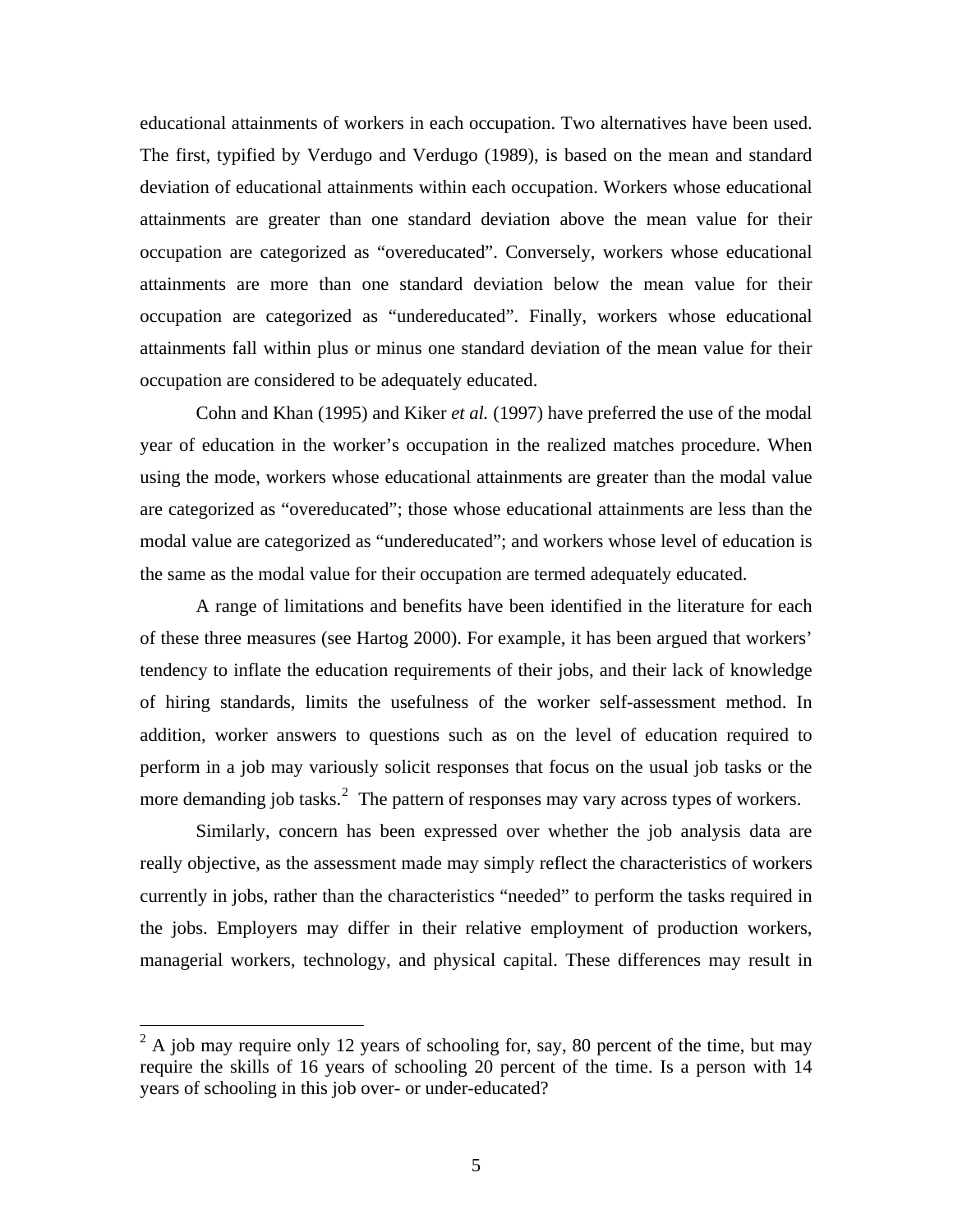educational attainments of workers in each occupation. Two alternatives have been used. The first, typified by Verdugo and Verdugo (1989), is based on the mean and standard deviation of educational attainments within each occupation. Workers whose educational attainments are greater than one standard deviation above the mean value for their occupation are categorized as "overeducated". Conversely, workers whose educational attainments are more than one standard deviation below the mean value for their occupation are categorized as "undereducated". Finally, workers whose educational attainments fall within plus or minus one standard deviation of the mean value for their occupation are considered to be adequately educated.

Cohn and Khan (1995) and Kiker *et al.* (1997) have preferred the use of the modal year of education in the worker's occupation in the realized matches procedure. When using the mode, workers whose educational attainments are greater than the modal value are categorized as "overeducated"; those whose educational attainments are less than the modal value are categorized as "undereducated"; and workers whose level of education is the same as the modal value for their occupation are termed adequately educated.

A range of limitations and benefits have been identified in the literature for each of these three measures (see Hartog 2000). For example, it has been argued that workers' tendency to inflate the education requirements of their jobs, and their lack of knowledge of hiring standards, limits the usefulness of the worker self-assessment method. In addition, worker answers to questions such as on the level of education required to perform in a job may variously solicit responses that focus on the usual job tasks or the more demanding job tasks.[2] The pattern of responses may vary across types of workers.

Similarly, concern has been expressed over whether the job analysis data are really objective, as the assessment made may simply reflect the characteristics of workers currently in jobs, rather than the characteristics "needed" to perform the tasks required in the jobs. Employers may differ in their relative employment of production workers, managerial workers, technology, and physical capital. These differences may result in

[2] A job may require only 12 years of schooling for, say, 80 percent of the time, but may require the skills of 16 years of schooling 20 percent of the time. Is a person with 14 years of schooling in this job over- or under-educated?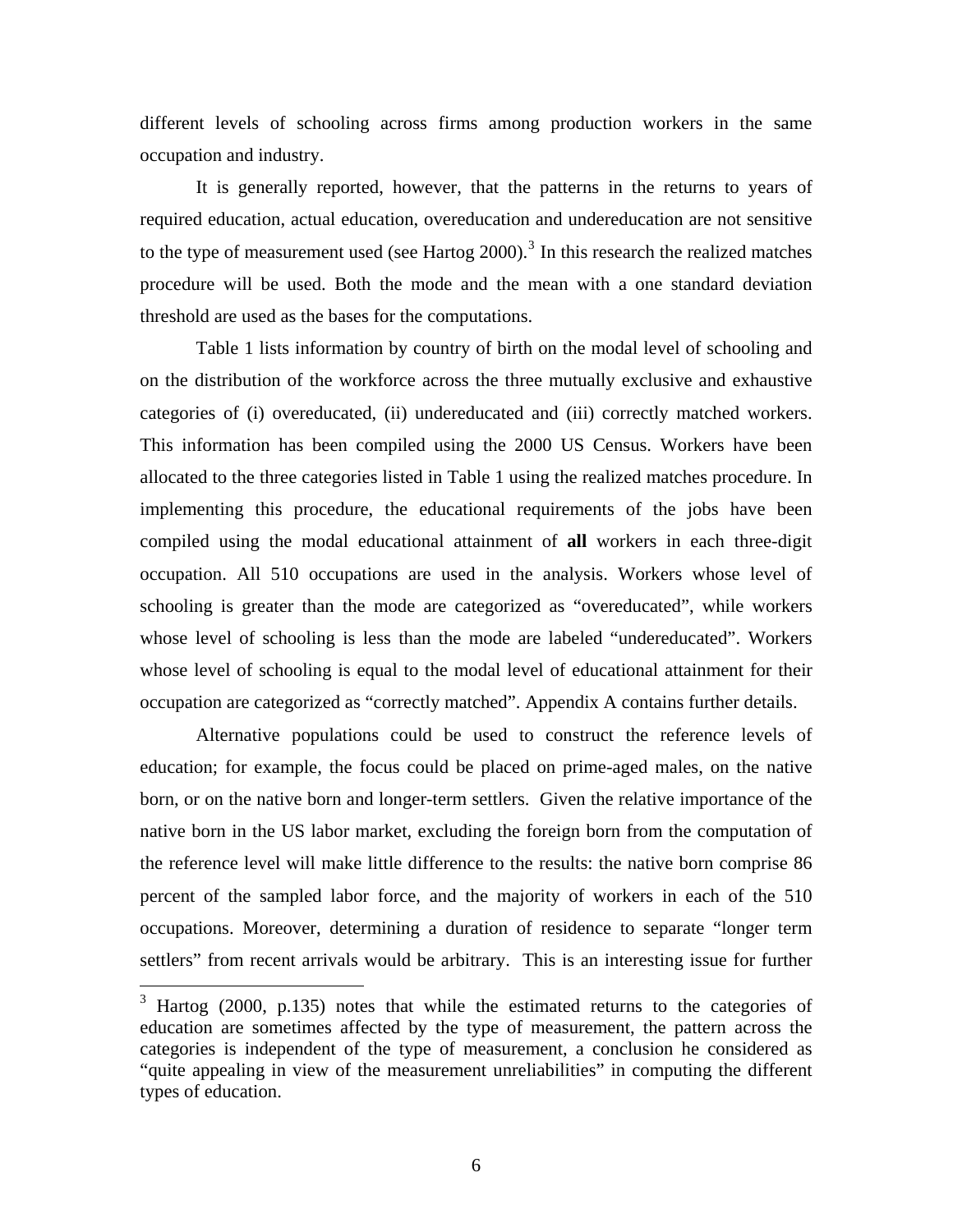different levels of schooling across firms among production workers in the same occupation and industry.

It is generally reported, however, that the patterns in the returns to years of required education, actual education, overeducation and undereducation are not sensitive to the type of measurement used (see Hartog 2000).[3] In this research the realized matches procedure will be used. Both the mode and the mean with a one standard deviation threshold are used as the bases for the computations.

Table 1 lists information by country of birth on the modal level of schooling and on the distribution of the workforce across the three mutually exclusive and exhaustive categories of (i) overeducated, (ii) undereducated and (iii) correctly matched workers. This information has been compiled using the 2000 US Census. Workers have been allocated to the three categories listed in Table 1 using the realized matches procedure. In implementing this procedure, the educational requirements of the jobs have been compiled using the modal educational attainment of **all** workers in each three-digit occupation. All 510 occupations are used in the analysis. Workers whose level of schooling is greater than the mode are categorized as "overeducated", while workers whose level of schooling is less than the mode are labeled "undereducated". Workers whose level of schooling is equal to the modal level of educational attainment for their occupation are categorized as "correctly matched". Appendix A contains further details.

Alternative populations could be used to construct the reference levels of education; for example, the focus could be placed on prime-aged males, on the native born, or on the native born and longer-term settlers. Given the relative importance of the native born in the US labor market, excluding the foreign born from the computation of the reference level will make little difference to the results: the native born comprise 86 percent of the sampled labor force, and the majority of workers in each of the 510 occupations. Moreover, determining a duration of residence to separate "longer term settlers" from recent arrivals would be arbitrary. This is an interesting issue for further

---

[3] Hartog (2000, p.135) notes that while the estimated returns to the categories of education are sometimes affected by the type of measurement, the pattern across the categories is independent of the type of measurement, a conclusion he considered as "quite appealing in view of the measurement unreliabilities" in computing the different types of education.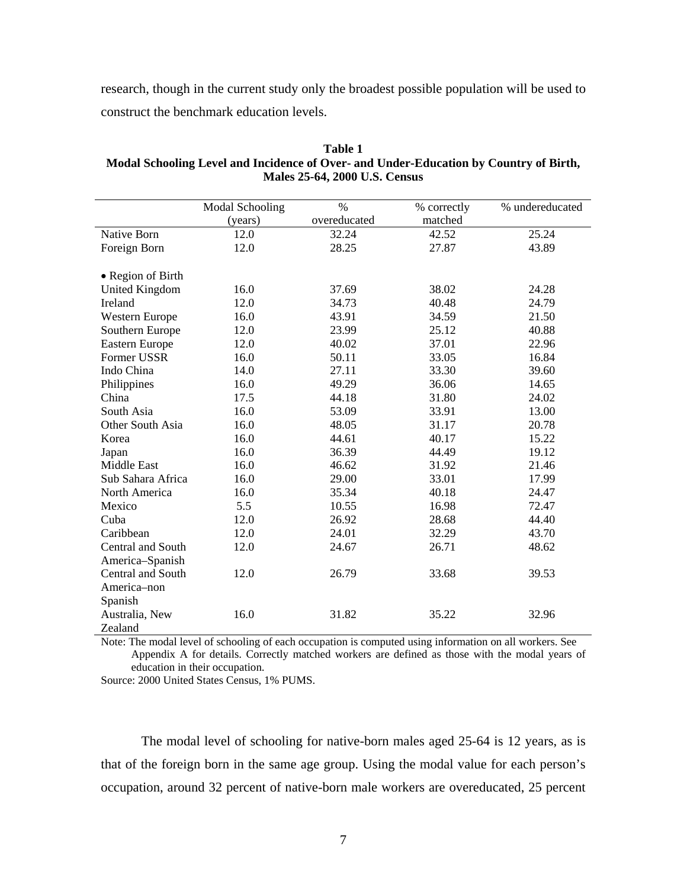research, though in the current study only the broadest possible population will be used to construct the benchmark education levels.

**Table 1**
**Modal Schooling Level and Incidence of Over- and Under-Education by Country of Birth, Males 25-64, 2000 U.S. Census**

| | Modal Schooling (years) | % overeducated | % correctly matched | % undereducated |
|---|---|---|---|---|
| Native Born | 12.0 | 32.24 | 42.52 | 25.24 |
| Foreign Born | 12.0 | 28.25 | 27.87 | 43.89 |
| • Region of Birth | | | | |
| United Kingdom | 16.0 | 37.69 | 38.02 | 24.28 |
| Ireland | 12.0 | 34.73 | 40.48 | 24.79 |
| Western Europe | 16.0 | 43.91 | 34.59 | 21.50 |
| Southern Europe | 12.0 | 23.99 | 25.12 | 40.88 |
| Eastern Europe | 12.0 | 40.02 | 37.01 | 22.96 |
| Former USSR | 16.0 | 50.11 | 33.05 | 16.84 |
| Indo China | 14.0 | 27.11 | 33.30 | 39.60 |
| Philippines | 16.0 | 49.29 | 36.06 | 14.65 |
| China | 17.5 | 44.18 | 31.80 | 24.02 |
| South Asia | 16.0 | 53.09 | 33.91 | 13.00 |
| Other South Asia | 16.0 | 48.05 | 31.17 | 20.78 |
| Korea | 16.0 | 44.61 | 40.17 | 15.22 |
| Japan | 16.0 | 36.39 | 44.49 | 19.12 |
| Middle East | 16.0 | 46.62 | 31.92 | 21.46 |
| Sub Sahara Africa | 16.0 | 29.00 | 33.01 | 17.99 |
| North America | 16.0 | 35.34 | 40.18 | 24.47 |
| Mexico | 5.5 | 10.55 | 16.98 | 72.47 |
| Cuba | 12.0 | 26.92 | 28.68 | 44.40 |
| Caribbean | 12.0 | 24.01 | 32.29 | 43.70 |
| Central and South America–Spanish | 12.0 | 24.67 | 26.71 | 48.62 |
| Central and South America–non Spanish | 12.0 | 26.79 | 33.68 | 39.53 |
| Australia, New Zealand | 16.0 | 31.82 | 35.22 | 32.96 |

Note: The modal level of schooling of each occupation is computed using information on all workers. See Appendix A for details. Correctly matched workers are defined as those with the modal years of education in their occupation.

Source: 2000 United States Census, 1% PUMS.

The modal level of schooling for native-born males aged 25-64 is 12 years, as is that of the foreign born in the same age group. Using the modal value for each person's occupation, around 32 percent of native-born male workers are overeducated, 25 percent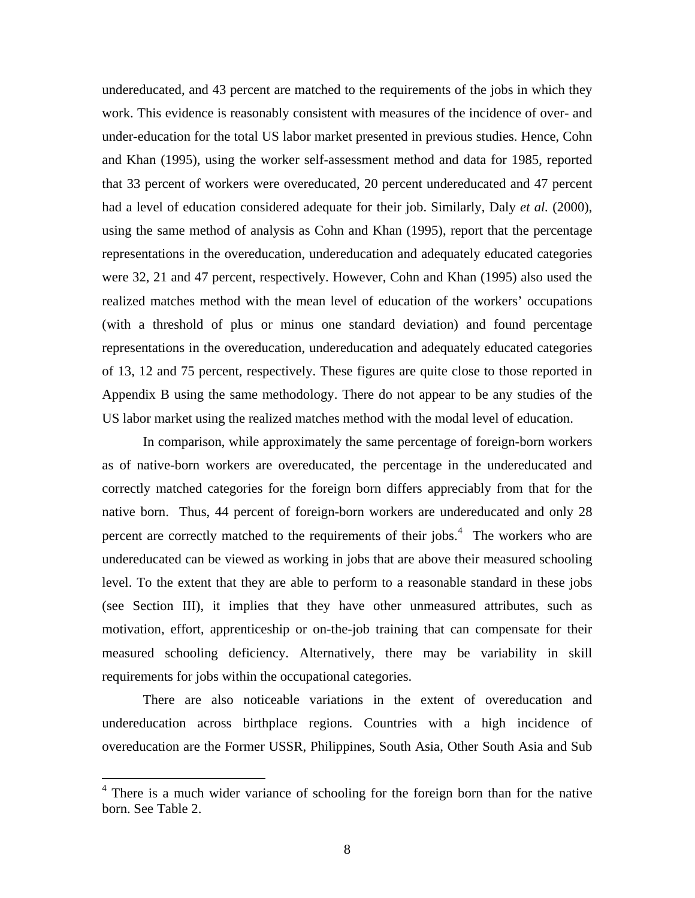undereducated, and 43 percent are matched to the requirements of the jobs in which they work. This evidence is reasonably consistent with measures of the incidence of over- and under-education for the total US labor market presented in previous studies. Hence, Cohn and Khan (1995), using the worker self-assessment method and data for 1985, reported that 33 percent of workers were overeducated, 20 percent undereducated and 47 percent had a level of education considered adequate for their job. Similarly, Daly *et al.* (2000), using the same method of analysis as Cohn and Khan (1995), report that the percentage representations in the overeducation, undereducation and adequately educated categories were 32, 21 and 47 percent, respectively. However, Cohn and Khan (1995) also used the realized matches method with the mean level of education of the workers' occupations (with a threshold of plus or minus one standard deviation) and found percentage representations in the overeducation, undereducation and adequately educated categories of 13, 12 and 75 percent, respectively. These figures are quite close to those reported in Appendix B using the same methodology. There do not appear to be any studies of the US labor market using the realized matches method with the modal level of education.

In comparison, while approximately the same percentage of foreign-born workers as of native-born workers are overeducated, the percentage in the undereducated and correctly matched categories for the foreign born differs appreciably from that for the native born. Thus, 44 percent of foreign-born workers are undereducated and only 28 percent are correctly matched to the requirements of their jobs.[4] The workers who are undereducated can be viewed as working in jobs that are above their measured schooling level. To the extent that they are able to perform to a reasonable standard in these jobs (see Section III), it implies that they have other unmeasured attributes, such as motivation, effort, apprenticeship or on-the-job training that can compensate for their measured schooling deficiency. Alternatively, there may be variability in skill requirements for jobs within the occupational categories.

There are also noticeable variations in the extent of overeducation and undereducation across birthplace regions. Countries with a high incidence of overeducation are the Former USSR, Philippines, South Asia, Other South Asia and Sub

[4] There is a much wider variance of schooling for the foreign born than for the native born. See Table 2.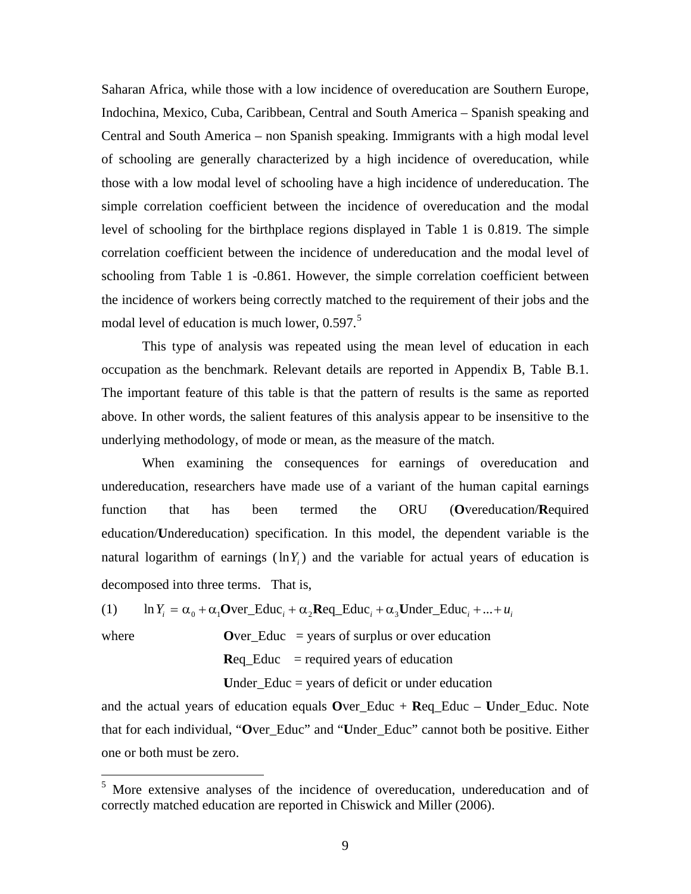Saharan Africa, while those with a low incidence of overeducation are Southern Europe, Indochina, Mexico, Cuba, Caribbean, Central and South America – Spanish speaking and Central and South America – non Spanish speaking. Immigrants with a high modal level of schooling are generally characterized by a high incidence of overeducation, while those with a low modal level of schooling have a high incidence of undereducation. The simple correlation coefficient between the incidence of overeducation and the modal level of schooling for the birthplace regions displayed in Table 1 is 0.819. The simple correlation coefficient between the incidence of undereducation and the modal level of schooling from Table 1 is -0.861. However, the simple correlation coefficient between the incidence of workers being correctly matched to the requirement of their jobs and the modal level of education is much lower, 0.597.[5]

This type of analysis was repeated using the mean level of education in each occupation as the benchmark. Relevant details are reported in Appendix B, Table B.1. The important feature of this table is that the pattern of results is the same as reported above. In other words, the salient features of this analysis appear to be insensitive to the underlying methodology, of mode or mean, as the measure of the match.

When examining the consequences for earnings of overeducation and undereducation, researchers have made use of a variant of the human capital earnings function that has been termed the ORU (**O**vereducation/**R**equired education/**U**ndereducation) specification. In this model, the dependent variable is the natural logarithm of earnings ($\ln Y_i$) and the variable for actual years of education is decomposed into three terms. That is,

$$(1) \qquad \ln Y_i = \alpha_0 + \alpha_1 \textbf{O}\text{ver\_Educ}_i + \alpha_2 \textbf{R}\text{eq\_Educ}_i + \alpha_3 \textbf{U}\text{nder\_Educ}_i + \ldots + u_i$$

where **O**ver_Educ = years of surplus or over education

**R**eq_Educ = required years of education

**U**nder_Educ = years of deficit or under education

and the actual years of education equals **O**ver_Educ + **R**eq_Educ – **U**nder_Educ. Note that for each individual, "**O**ver_Educ" and "**U**nder_Educ" cannot both be positive. Either one or both must be zero.

[5] More extensive analyses of the incidence of overeducation, undereducation and of correctly matched education are reported in Chiswick and Miller (2006).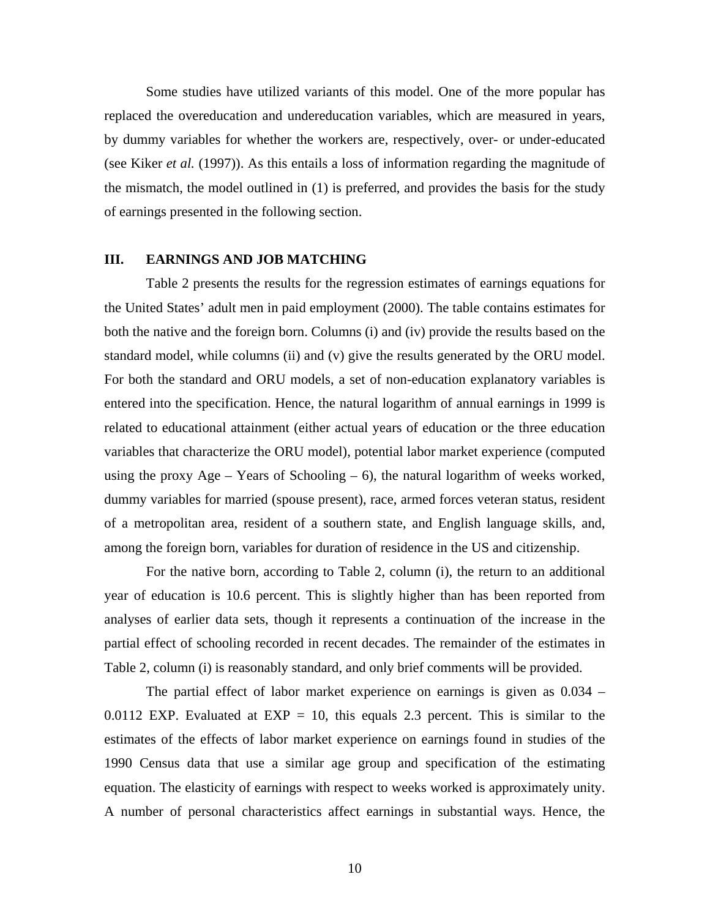Some studies have utilized variants of this model. One of the more popular has replaced the overeducation and undereducation variables, which are measured in years, by dummy variables for whether the workers are, respectively, over- or under-educated (see Kiker *et al.* (1997)). As this entails a loss of information regarding the magnitude of the mismatch, the model outlined in (1) is preferred, and provides the basis for the study of earnings presented in the following section.

## III. EARNINGS AND JOB MATCHING

Table 2 presents the results for the regression estimates of earnings equations for the United States' adult men in paid employment (2000). The table contains estimates for both the native and the foreign born. Columns (i) and (iv) provide the results based on the standard model, while columns (ii) and (v) give the results generated by the ORU model. For both the standard and ORU models, a set of non-education explanatory variables is entered into the specification. Hence, the natural logarithm of annual earnings in 1999 is related to educational attainment (either actual years of education or the three education variables that characterize the ORU model), potential labor market experience (computed using the proxy Age – Years of Schooling – 6), the natural logarithm of weeks worked, dummy variables for married (spouse present), race, armed forces veteran status, resident of a metropolitan area, resident of a southern state, and English language skills, and, among the foreign born, variables for duration of residence in the US and citizenship.

For the native born, according to Table 2, column (i), the return to an additional year of education is 10.6 percent. This is slightly higher than has been reported from analyses of earlier data sets, though it represents a continuation of the increase in the partial effect of schooling recorded in recent decades. The remainder of the estimates in Table 2, column (i) is reasonably standard, and only brief comments will be provided.

The partial effect of labor market experience on earnings is given as 0.034 – 0.0112 EXP. Evaluated at EXP = 10, this equals 2.3 percent. This is similar to the estimates of the effects of labor market experience on earnings found in studies of the 1990 Census data that use a similar age group and specification of the estimating equation. The elasticity of earnings with respect to weeks worked is approximately unity. A number of personal characteristics affect earnings in substantial ways. Hence, the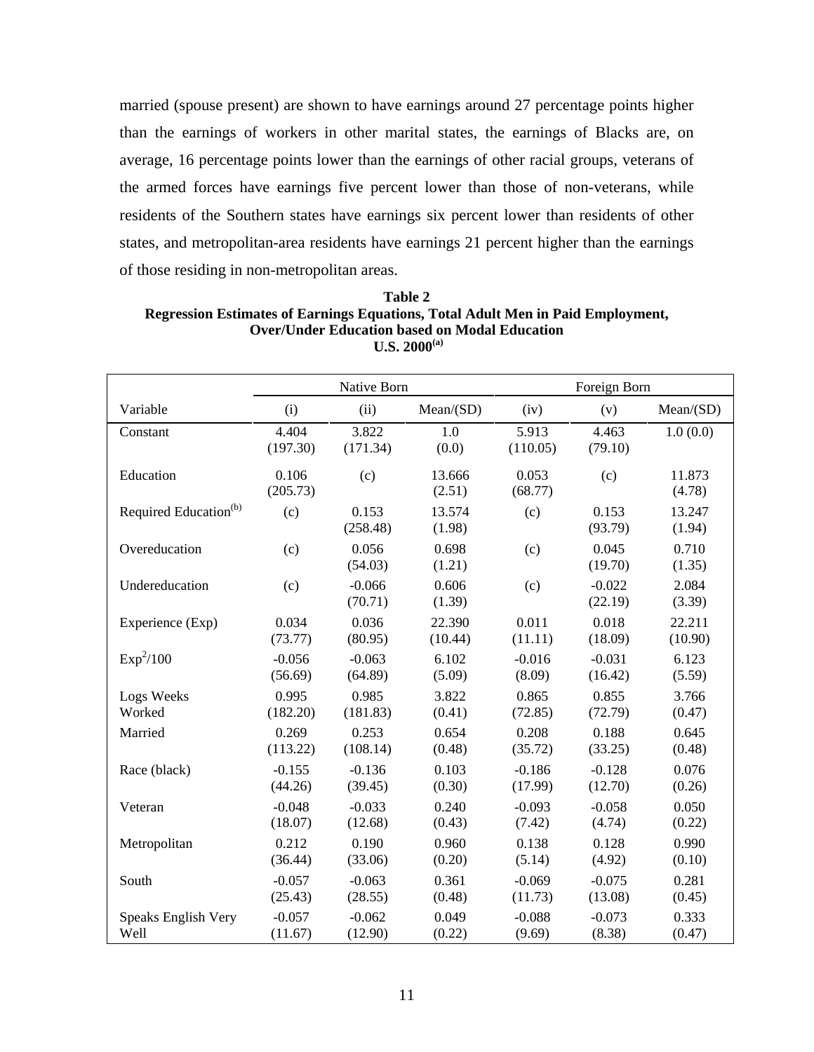married (spouse present) are shown to have earnings around 27 percentage points higher than the earnings of workers in other marital states, the earnings of Blacks are, on average, 16 percentage points lower than the earnings of other racial groups, veterans of the armed forces have earnings five percent lower than those of non-veterans, while residents of the Southern states have earnings six percent lower than residents of other states, and metropolitan-area residents have earnings 21 percent higher than the earnings of those residing in non-metropolitan areas.

**Table 2**
**Regression Estimates of Earnings Equations, Total Adult Men in Paid Employment, Over/Under Education based on Modal Education**
**U.S. 2000[(a)]**

| | Native Born | | | Foreign Born | | |
|---|---|---|---|---|---|---|
| Variable | (i) | (ii) | Mean/(SD) | (iv) | (v) | Mean/(SD) |
| Constant | 4.404 (197.30) | 3.822 (171.34) | 1.0 (0.0) | 5.913 (110.05) | 4.463 (79.10) | 1.0 (0.0) |
| Education | 0.106 (205.73) | (c) | 13.666 (2.51) | 0.053 (68.77) | (c) | 11.873 (4.78) |
| Required Education[(b)] | (c) | 0.153 (258.48) | 13.574 (1.98) | (c) | 0.153 (93.79) | 13.247 (1.94) |
| Overeducation | (c) | 0.056 (54.03) | 0.698 (1.21) | (c) | 0.045 (19.70) | 0.710 (1.35) |
| Undereducation | (c) | -0.066 (70.71) | 0.606 (1.39) | (c) | -0.022 (22.19) | 2.084 (3.39) |
| Experience (Exp) | 0.034 (73.77) | 0.036 (80.95) | 22.390 (10.44) | 0.011 (11.11) | 0.018 (18.09) | 22.211 (10.90) |
| $Exp^2/100$ | -0.056 (56.69) | -0.063 (64.89) | 6.102 (5.09) | -0.016 (8.09) | -0.031 (16.42) | 6.123 (5.59) |
| Logs Weeks Worked | 0.995 (182.20) | 0.985 (181.83) | 3.822 (0.41) | 0.865 (72.85) | 0.855 (72.79) | 3.766 (0.47) |
| Married | 0.269 (113.22) | 0.253 (108.14) | 0.654 (0.48) | 0.208 (35.72) | 0.188 (33.25) | 0.645 (0.48) |
| Race (black) | -0.155 (44.26) | -0.136 (39.45) | 0.103 (0.30) | -0.186 (17.99) | -0.128 (12.70) | 0.076 (0.26) |
| Veteran | -0.048 (18.07) | -0.033 (12.68) | 0.240 (0.43) | -0.093 (7.42) | -0.058 (4.74) | 0.050 (0.22) |
| Metropolitan | 0.212 (36.44) | 0.190 (33.06) | 0.960 (0.20) | 0.138 (5.14) | 0.128 (4.92) | 0.990 (0.10) |
| South | -0.057 (25.43) | -0.063 (28.55) | 0.361 (0.48) | -0.069 (11.73) | -0.075 (13.08) | 0.281 (0.45) |
| Speaks English Very Well | -0.057 (11.67) | -0.062 (12.90) | 0.049 (0.22) | -0.088 (9.69) | -0.073 (8.38) | 0.333 (0.47) |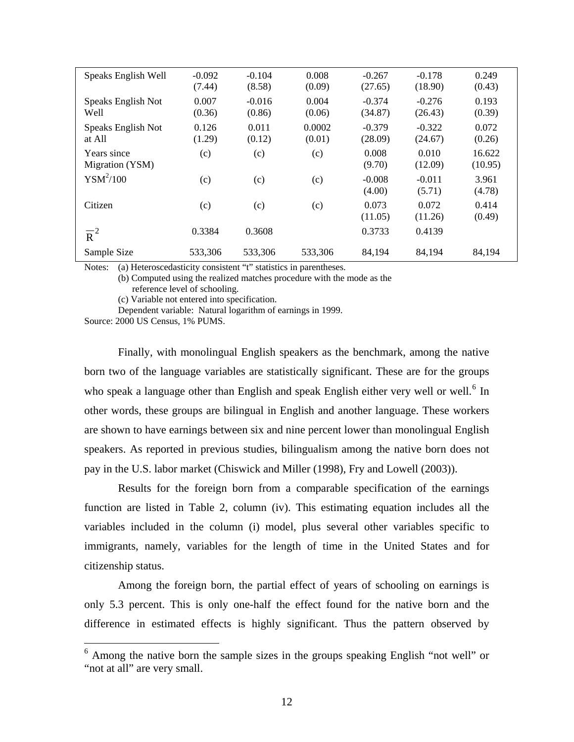| | | | | | | |
|---|---|---|---|---|---|---|
| Speaks English Well | -0.092 (7.44) | -0.104 (8.58) | 0.008 (0.09) | -0.267 (27.65) | -0.178 (18.90) | 0.249 (0.43) |
| Speaks English Not Well | 0.007 (0.36) | -0.016 (0.86) | 0.004 (0.06) | -0.374 (34.87) | -0.276 (26.43) | 0.193 (0.39) |
| Speaks English Not at All | 0.126 (1.29) | 0.011 (0.12) | 0.0002 (0.01) | -0.379 (28.09) | -0.322 (24.67) | 0.072 (0.26) |
| Years since Migration (YSM) | (c) | (c) | (c) | 0.008 (9.70) | 0.010 (12.09) | 16.622 (10.95) |
| $YSM^2/100$ | (c) | (c) | (c) | -0.008 (4.00) | -0.011 (5.71) | 3.961 (4.78) |
| Citizen | (c) | (c) | (c) | 0.073 (11.05) | 0.072 (11.26) | 0.414 (0.49) |
| $\overline{R}^2$ | 0.3384 | 0.3608 | | 0.3733 | 0.4139 | |
| Sample Size | 533,306 | 533,306 | 533,306 | 84,194 | 84,194 | 84,194 |

Notes: (a) Heteroscedasticity consistent "t" statistics in parentheses.
(b) Computed using the realized matches procedure with the mode as the reference level of schooling.
(c) Variable not entered into specification.
Dependent variable: Natural logarithm of earnings in 1999.

Source: 2000 US Census, 1% PUMS.

Finally, with monolingual English speakers as the benchmark, among the native born two of the language variables are statistically significant. These are for the groups who speak a language other than English and speak English either very well or well.[6] In other words, these groups are bilingual in English and another language. These workers are shown to have earnings between six and nine percent lower than monolingual English speakers. As reported in previous studies, bilingualism among the native born does not pay in the U.S. labor market (Chiswick and Miller (1998), Fry and Lowell (2003)).

Results for the foreign born from a comparable specification of the earnings function are listed in Table 2, column (iv). This estimating equation includes all the variables included in the column (i) model, plus several other variables specific to immigrants, namely, variables for the length of time in the United States and for citizenship status.

Among the foreign born, the partial effect of years of schooling on earnings is only 5.3 percent. This is only one-half the effect found for the native born and the difference in estimated effects is highly significant. Thus the pattern observed by

[6] Among the native born the sample sizes in the groups speaking English "not well" or "not at all" are very small.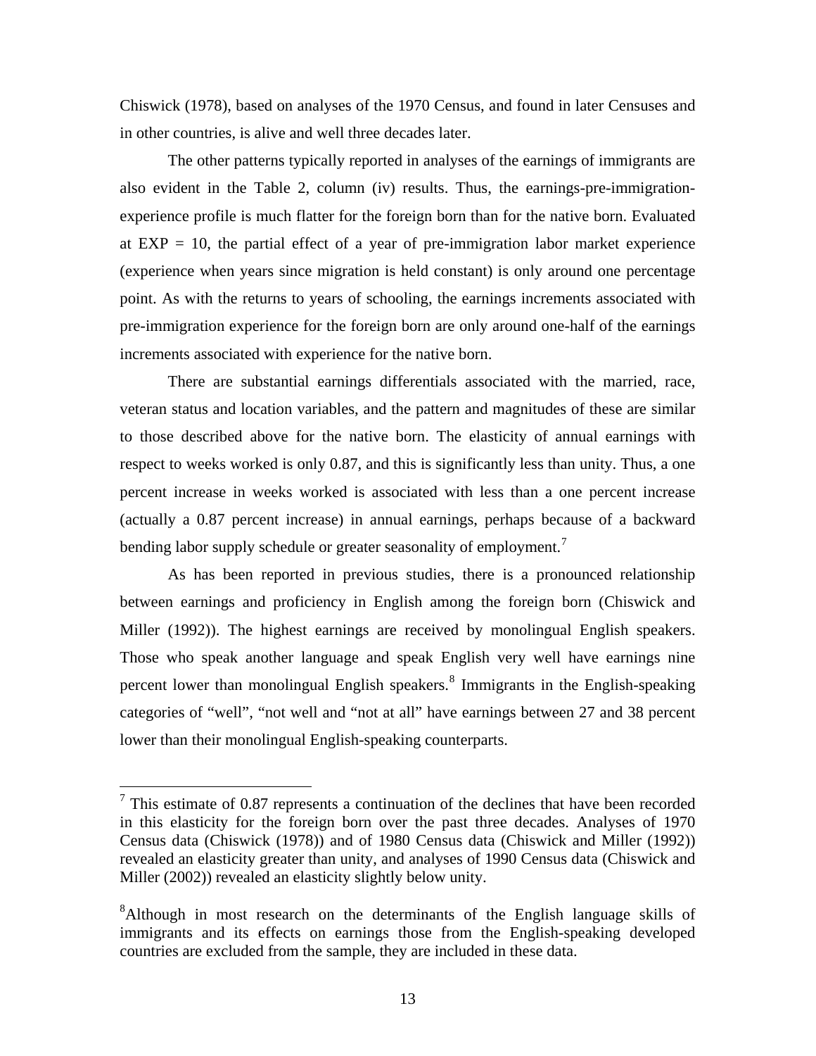Chiswick (1978), based on analyses of the 1970 Census, and found in later Censuses and in other countries, is alive and well three decades later.

The other patterns typically reported in analyses of the earnings of immigrants are also evident in the Table 2, column (iv) results. Thus, the earnings-pre-immigration-experience profile is much flatter for the foreign born than for the native born. Evaluated at EXP = 10, the partial effect of a year of pre-immigration labor market experience (experience when years since migration is held constant) is only around one percentage point. As with the returns to years of schooling, the earnings increments associated with pre-immigration experience for the foreign born are only around one-half of the earnings increments associated with experience for the native born.

There are substantial earnings differentials associated with the married, race, veteran status and location variables, and the pattern and magnitudes of these are similar to those described above for the native born. The elasticity of annual earnings with respect to weeks worked is only 0.87, and this is significantly less than unity. Thus, a one percent increase in weeks worked is associated with less than a one percent increase (actually a 0.87 percent increase) in annual earnings, perhaps because of a backward bending labor supply schedule or greater seasonality of employment.[7]

As has been reported in previous studies, there is a pronounced relationship between earnings and proficiency in English among the foreign born (Chiswick and Miller (1992)). The highest earnings are received by monolingual English speakers. Those who speak another language and speak English very well have earnings nine percent lower than monolingual English speakers.[8] Immigrants in the English-speaking categories of "well", "not well and "not at all" have earnings between 27 and 38 percent lower than their monolingual English-speaking counterparts.

---

[7] This estimate of 0.87 represents a continuation of the declines that have been recorded in this elasticity for the foreign born over the past three decades. Analyses of 1970 Census data (Chiswick (1978)) and of 1980 Census data (Chiswick and Miller (1992)) revealed an elasticity greater than unity, and analyses of 1990 Census data (Chiswick and Miller (2002)) revealed an elasticity slightly below unity.

[8] Although in most research on the determinants of the English language skills of immigrants and its effects on earnings those from the English-speaking developed countries are excluded from the sample, they are included in these data.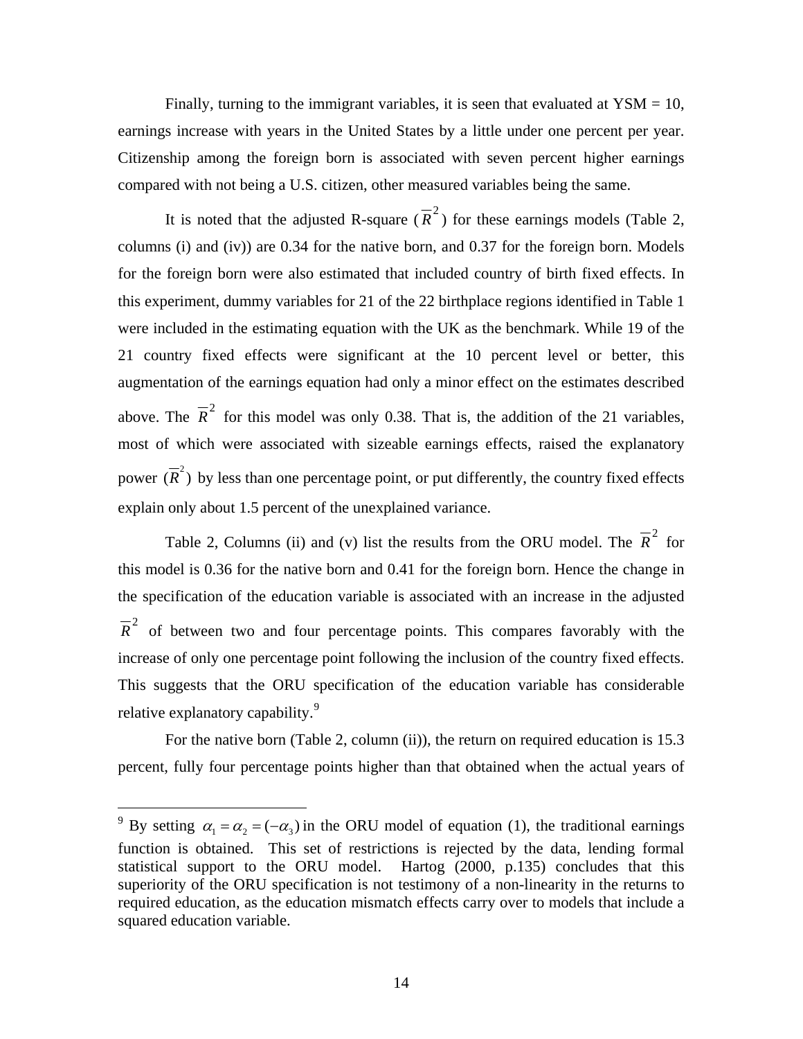Finally, turning to the immigrant variables, it is seen that evaluated at YSM = 10, earnings increase with years in the United States by a little under one percent per year. Citizenship among the foreign born is associated with seven percent higher earnings compared with not being a U.S. citizen, other measured variables being the same.

It is noted that the adjusted R-square ($\overline{R}^2$) for these earnings models (Table 2, columns (i) and (iv)) are 0.34 for the native born, and 0.37 for the foreign born. Models for the foreign born were also estimated that included country of birth fixed effects. In this experiment, dummy variables for 21 of the 22 birthplace regions identified in Table 1 were included in the estimating equation with the UK as the benchmark. While 19 of the 21 country fixed effects were significant at the 10 percent level or better, this augmentation of the earnings equation had only a minor effect on the estimates described above. The $\overline{R}^2$ for this model was only 0.38. That is, the addition of the 21 variables, most of which were associated with sizeable earnings effects, raised the explanatory power ($\overline{R}^2$) by less than one percentage point, or put differently, the country fixed effects explain only about 1.5 percent of the unexplained variance.

Table 2, Columns (ii) and (v) list the results from the ORU model. The $\overline{R}^2$ for this model is 0.36 for the native born and 0.41 for the foreign born. Hence the change in the specification of the education variable is associated with an increase in the adjusted $\overline{R}^2$ of between two and four percentage points. This compares favorably with the increase of only one percentage point following the inclusion of the country fixed effects. This suggests that the ORU specification of the education variable has considerable relative explanatory capability.[9]

For the native born (Table 2, column (ii)), the return on required education is 15.3 percent, fully four percentage points higher than that obtained when the actual years of

---

[9] By setting $\alpha_1 = \alpha_2 = (-\alpha_3)$ in the ORU model of equation (1), the traditional earnings function is obtained. This set of restrictions is rejected by the data, lending formal statistical support to the ORU model. Hartog (2000, p.135) concludes that this superiority of the ORU specification is not testimony of a non-linearity in the returns to required education, as the education mismatch effects carry over to models that include a squared education variable.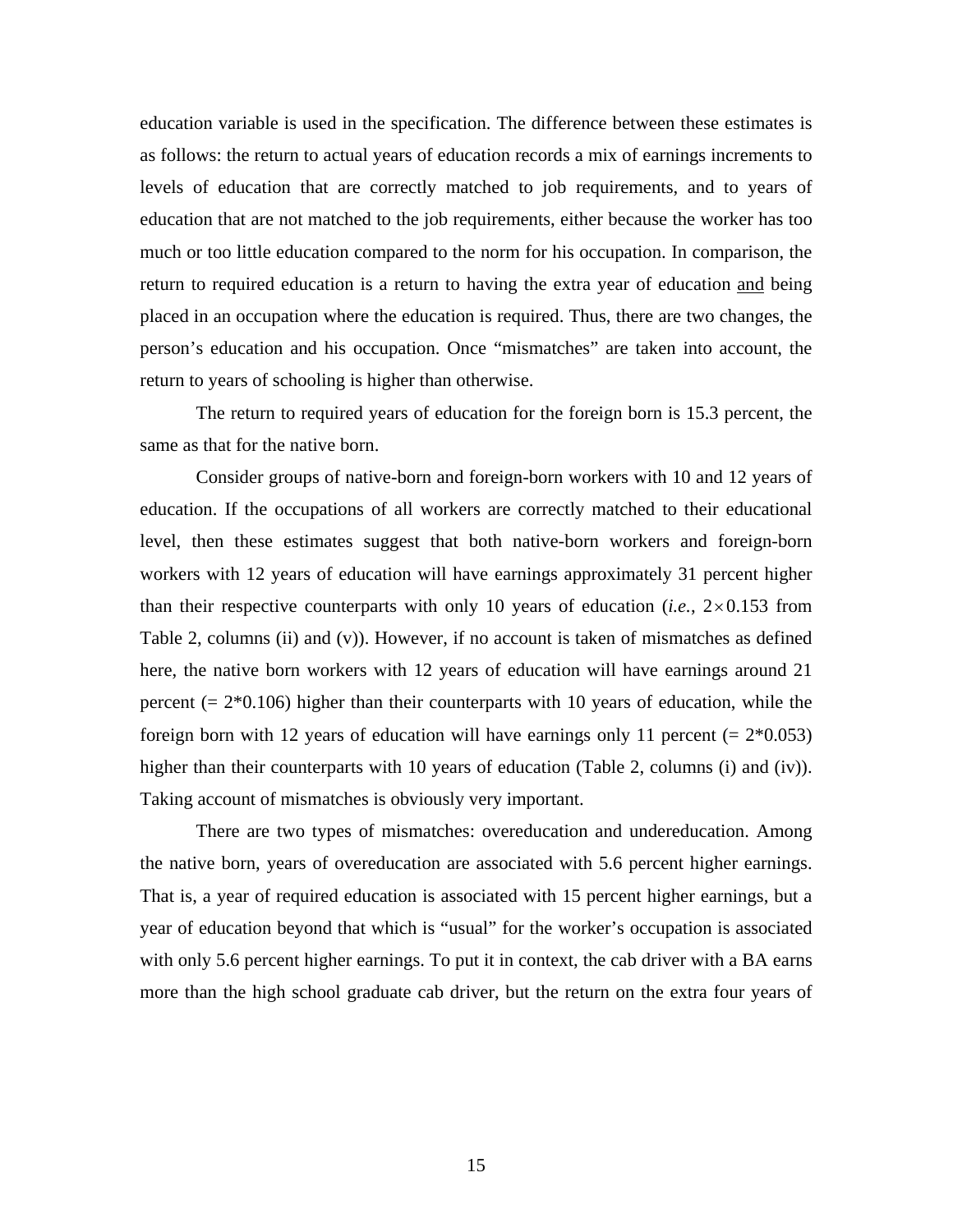education variable is used in the specification. The difference between these estimates is as follows: the return to actual years of education records a mix of earnings increments to levels of education that are correctly matched to job requirements, and to years of education that are not matched to the job requirements, either because the worker has too much or too little education compared to the norm for his occupation. In comparison, the return to required education is a return to having the extra year of education <u>and</u> being placed in an occupation where the education is required. Thus, there are two changes, the person's education and his occupation. Once "mismatches" are taken into account, the return to years of schooling is higher than otherwise.

The return to required years of education for the foreign born is 15.3 percent, the same as that for the native born.

Consider groups of native-born and foreign-born workers with 10 and 12 years of education. If the occupations of all workers are correctly matched to their educational level, then these estimates suggest that both native-born workers and foreign-born workers with 12 years of education will have earnings approximately 31 percent higher than their respective counterparts with only 10 years of education (*i.e.*, $2 \times 0.153$ from Table 2, columns (ii) and (v)). However, if no account is taken of mismatches as defined here, the native born workers with 12 years of education will have earnings around 21 percent (= 2*0.106) higher than their counterparts with 10 years of education, while the foreign born with 12 years of education will have earnings only 11 percent (= 2*0.053) higher than their counterparts with 10 years of education (Table 2, columns (i) and (iv)). Taking account of mismatches is obviously very important.

There are two types of mismatches: overeducation and undereducation. Among the native born, years of overeducation are associated with 5.6 percent higher earnings. That is, a year of required education is associated with 15 percent higher earnings, but a year of education beyond that which is "usual" for the worker's occupation is associated with only 5.6 percent higher earnings. To put it in context, the cab driver with a BA earns more than the high school graduate cab driver, but the return on the extra four years of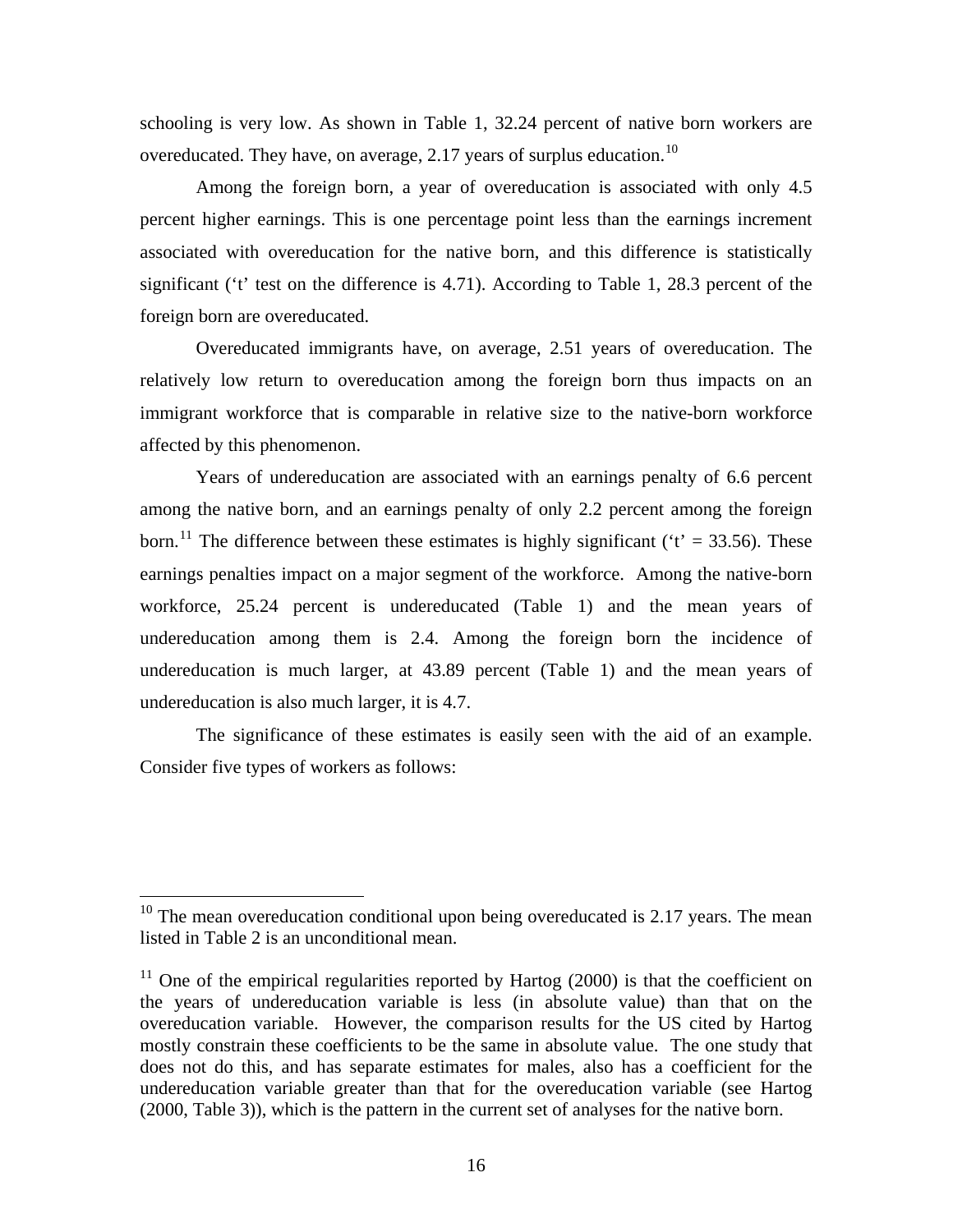schooling is very low. As shown in Table 1, 32.24 percent of native born workers are overeducated. They have, on average, 2.17 years of surplus education.[10]

Among the foreign born, a year of overeducation is associated with only 4.5 percent higher earnings. This is one percentage point less than the earnings increment associated with overeducation for the native born, and this difference is statistically significant ('t' test on the difference is 4.71). According to Table 1, 28.3 percent of the foreign born are overeducated.

Overeducated immigrants have, on average, 2.51 years of overeducation. The relatively low return to overeducation among the foreign born thus impacts on an immigrant workforce that is comparable in relative size to the native-born workforce affected by this phenomenon.

Years of undereducation are associated with an earnings penalty of 6.6 percent among the native born, and an earnings penalty of only 2.2 percent among the foreign born.[11] The difference between these estimates is highly significant ('t' = 33.56). These earnings penalties impact on a major segment of the workforce. Among the native-born workforce, 25.24 percent is undereducated (Table 1) and the mean years of undereducation among them is 2.4. Among the foreign born the incidence of undereducation is much larger, at 43.89 percent (Table 1) and the mean years of undereducation is also much larger, it is 4.7.

The significance of these estimates is easily seen with the aid of an example. Consider five types of workers as follows:

---

[10] The mean overeducation conditional upon being overeducated is 2.17 years. The mean listed in Table 2 is an unconditional mean.

[11] One of the empirical regularities reported by Hartog (2000) is that the coefficient on the years of undereducation variable is less (in absolute value) than that on the overeducation variable. However, the comparison results for the US cited by Hartog mostly constrain these coefficients to be the same in absolute value. The one study that does not do this, and has separate estimates for males, also has a coefficient for the undereducation variable greater than that for the overeducation variable (see Hartog (2000, Table 3)), which is the pattern in the current set of analyses for the native born.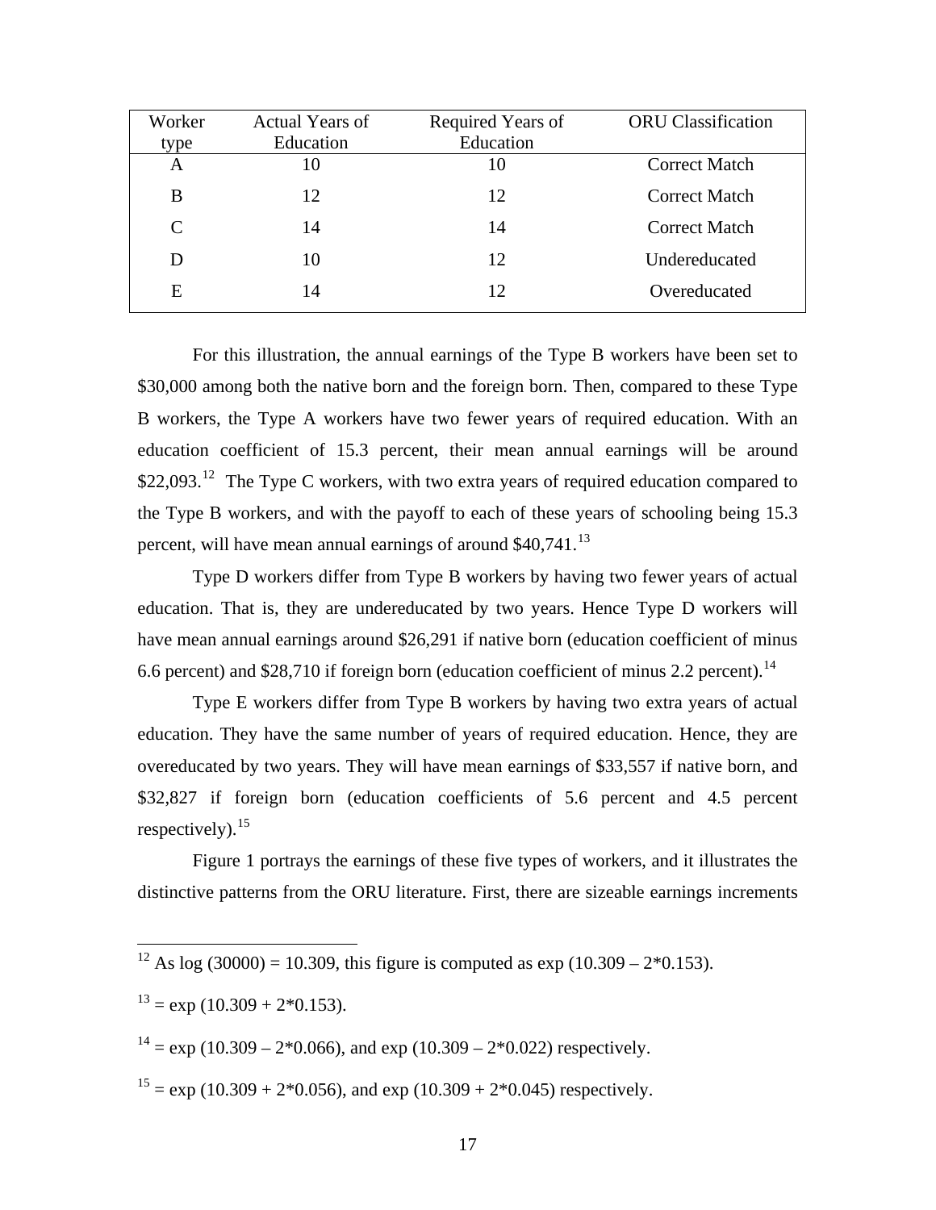| Worker type | Actual Years of Education | Required Years of Education | ORU Classification |
|---|---|---|---|
| A | 10 | 10 | Correct Match |
| B | 12 | 12 | Correct Match |
| C | 14 | 14 | Correct Match |
| D | 10 | 12 | Undereducated |
| E | 14 | 12 | Overeducated |

For this illustration, the annual earnings of the Type B workers have been set to $30,000 among both the native born and the foreign born. Then, compared to these Type B workers, the Type A workers have two fewer years of required education. With an education coefficient of 15.3 percent, their mean annual earnings will be around $22,093.[12] The Type C workers, with two extra years of required education compared to the Type B workers, and with the payoff to each of these years of schooling being 15.3 percent, will have mean annual earnings of around $40,741.[13]

Type D workers differ from Type B workers by having two fewer years of actual education. That is, they are undereducated by two years. Hence Type D workers will have mean annual earnings around $26,291 if native born (education coefficient of minus 6.6 percent) and $28,710 if foreign born (education coefficient of minus 2.2 percent).[14]

Type E workers differ from Type B workers by having two extra years of actual education. They have the same number of years of required education. Hence, they are overeducated by two years. They will have mean earnings of $33,557 if native born, and $32,827 if foreign born (education coefficients of 5.6 percent and 4.5 percent respectively).[15]

Figure 1 portrays the earnings of these five types of workers, and it illustrates the distinctive patterns from the ORU literature. First, there are sizeable earnings increments

---

[12] As log (30000) = 10.309, this figure is computed as exp (10.309 – 2*0.153).

[13] = exp (10.309 + 2*0.153).

[14] = exp (10.309 – 2*0.066), and exp (10.309 – 2*0.022) respectively.

[15] = exp (10.309 + 2*0.056), and exp (10.309 + 2*0.045) respectively.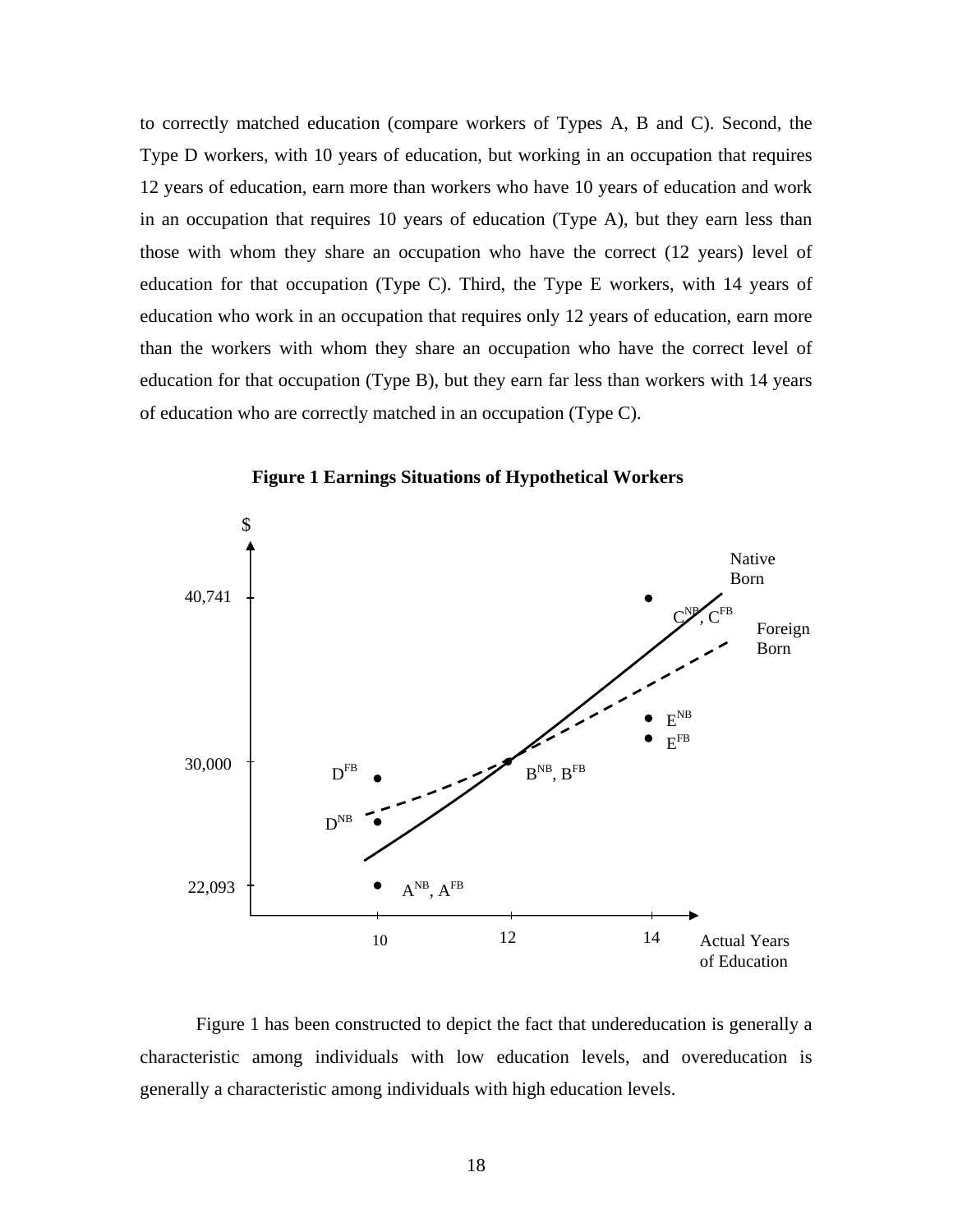to correctly matched education (compare workers of Types A, B and C). Second, the Type D workers, with 10 years of education, but working in an occupation that requires 12 years of education, earn more than workers who have 10 years of education and work in an occupation that requires 10 years of education (Type A), but they earn less than those with whom they share an occupation who have the correct (12 years) level of education for that occupation (Type C). Third, the Type E workers, with 14 years of education who work in an occupation that requires only 12 years of education, earn more than the workers with whom they share an occupation who have the correct level of education for that occupation (Type B), but they earn far less than workers with 14 years of education who are correctly matched in an occupation (Type C).

**Figure 1 Earnings Situations of Hypothetical Workers**

Figure 1 has been constructed to depict the fact that undereducation is generally a characteristic among individuals with low education levels, and overeducation is generally a characteristic among individuals with high education levels.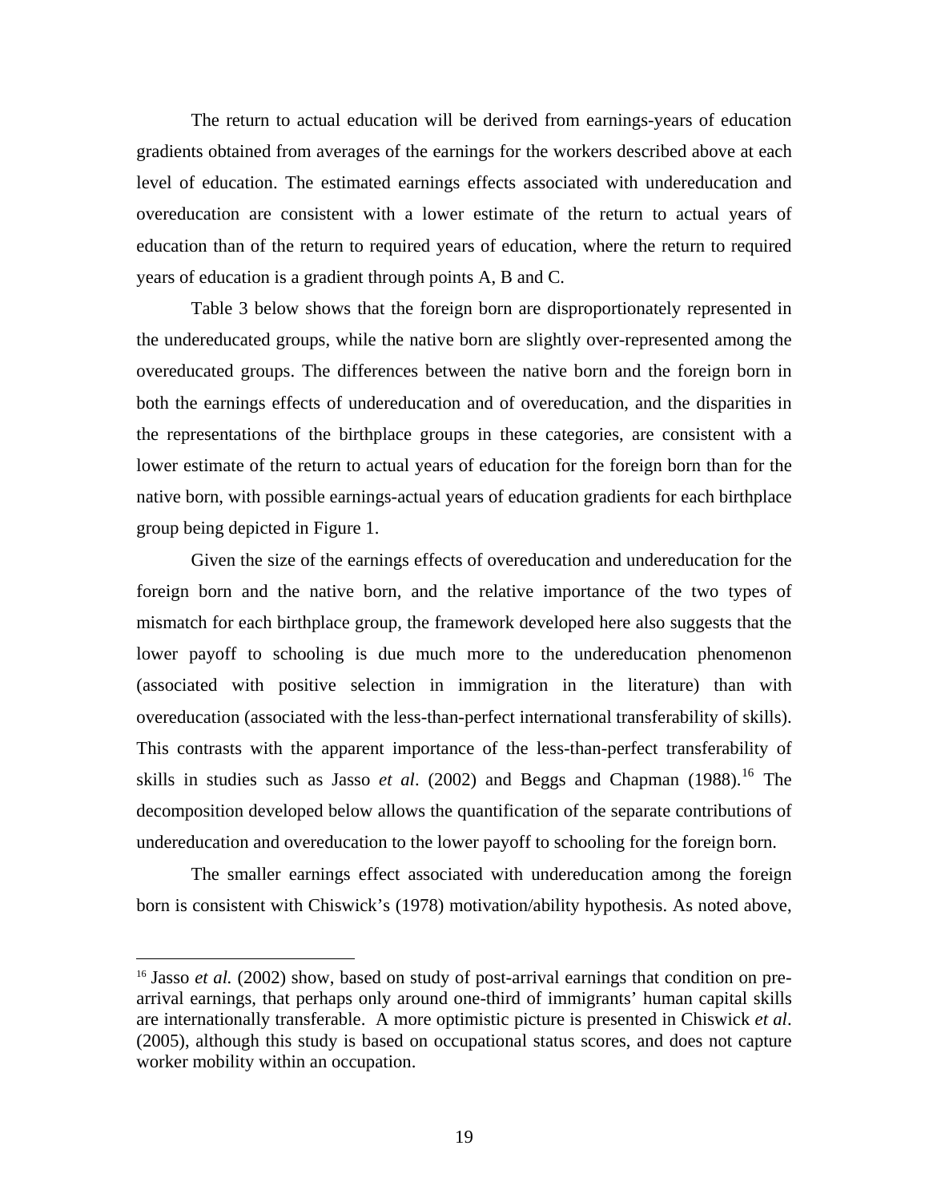The return to actual education will be derived from earnings-years of education gradients obtained from averages of the earnings for the workers described above at each level of education. The estimated earnings effects associated with undereducation and overeducation are consistent with a lower estimate of the return to actual years of education than of the return to required years of education, where the return to required years of education is a gradient through points A, B and C.

Table 3 below shows that the foreign born are disproportionately represented in the undereducated groups, while the native born are slightly over-represented among the overeducated groups. The differences between the native born and the foreign born in both the earnings effects of undereducation and of overeducation, and the disparities in the representations of the birthplace groups in these categories, are consistent with a lower estimate of the return to actual years of education for the foreign born than for the native born, with possible earnings-actual years of education gradients for each birthplace group being depicted in Figure 1.

Given the size of the earnings effects of overeducation and undereducation for the foreign born and the native born, and the relative importance of the two types of mismatch for each birthplace group, the framework developed here also suggests that the lower payoff to schooling is due much more to the undereducation phenomenon (associated with positive selection in immigration in the literature) than with overeducation (associated with the less-than-perfect international transferability of skills). This contrasts with the apparent importance of the less-than-perfect transferability of skills in studies such as Jasso *et al*. (2002) and Beggs and Chapman (1988).[16] The decomposition developed below allows the quantification of the separate contributions of undereducation and overeducation to the lower payoff to schooling for the foreign born.

The smaller earnings effect associated with undereducation among the foreign born is consistent with Chiswick's (1978) motivation/ability hypothesis. As noted above,

[16] Jasso *et al.* (2002) show, based on study of post-arrival earnings that condition on pre-arrival earnings, that perhaps only around one-third of immigrants' human capital skills are internationally transferable. A more optimistic picture is presented in Chiswick *et al*. (2005), although this study is based on occupational status scores, and does not capture worker mobility within an occupation.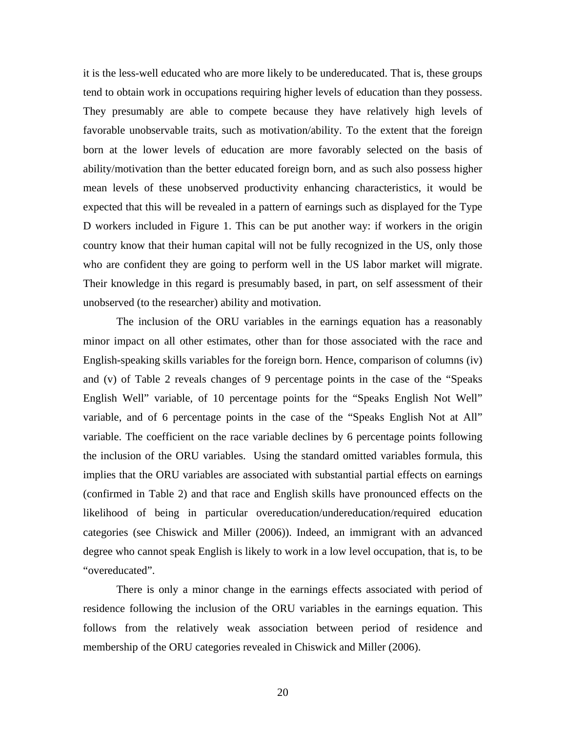it is the less-well educated who are more likely to be undereducated. That is, these groups tend to obtain work in occupations requiring higher levels of education than they possess. They presumably are able to compete because they have relatively high levels of favorable unobservable traits, such as motivation/ability. To the extent that the foreign born at the lower levels of education are more favorably selected on the basis of ability/motivation than the better educated foreign born, and as such also possess higher mean levels of these unobserved productivity enhancing characteristics, it would be expected that this will be revealed in a pattern of earnings such as displayed for the Type D workers included in Figure 1. This can be put another way: if workers in the origin country know that their human capital will not be fully recognized in the US, only those who are confident they are going to perform well in the US labor market will migrate. Their knowledge in this regard is presumably based, in part, on self assessment of their unobserved (to the researcher) ability and motivation.

The inclusion of the ORU variables in the earnings equation has a reasonably minor impact on all other estimates, other than for those associated with the race and English-speaking skills variables for the foreign born. Hence, comparison of columns (iv) and (v) of Table 2 reveals changes of 9 percentage points in the case of the "Speaks English Well" variable, of 10 percentage points for the "Speaks English Not Well" variable, and of 6 percentage points in the case of the "Speaks English Not at All" variable. The coefficient on the race variable declines by 6 percentage points following the inclusion of the ORU variables. Using the standard omitted variables formula, this implies that the ORU variables are associated with substantial partial effects on earnings (confirmed in Table 2) and that race and English skills have pronounced effects on the likelihood of being in particular overeducation/undereducation/required education categories (see Chiswick and Miller (2006)). Indeed, an immigrant with an advanced degree who cannot speak English is likely to work in a low level occupation, that is, to be "overeducated".

There is only a minor change in the earnings effects associated with period of residence following the inclusion of the ORU variables in the earnings equation. This follows from the relatively weak association between period of residence and membership of the ORU categories revealed in Chiswick and Miller (2006).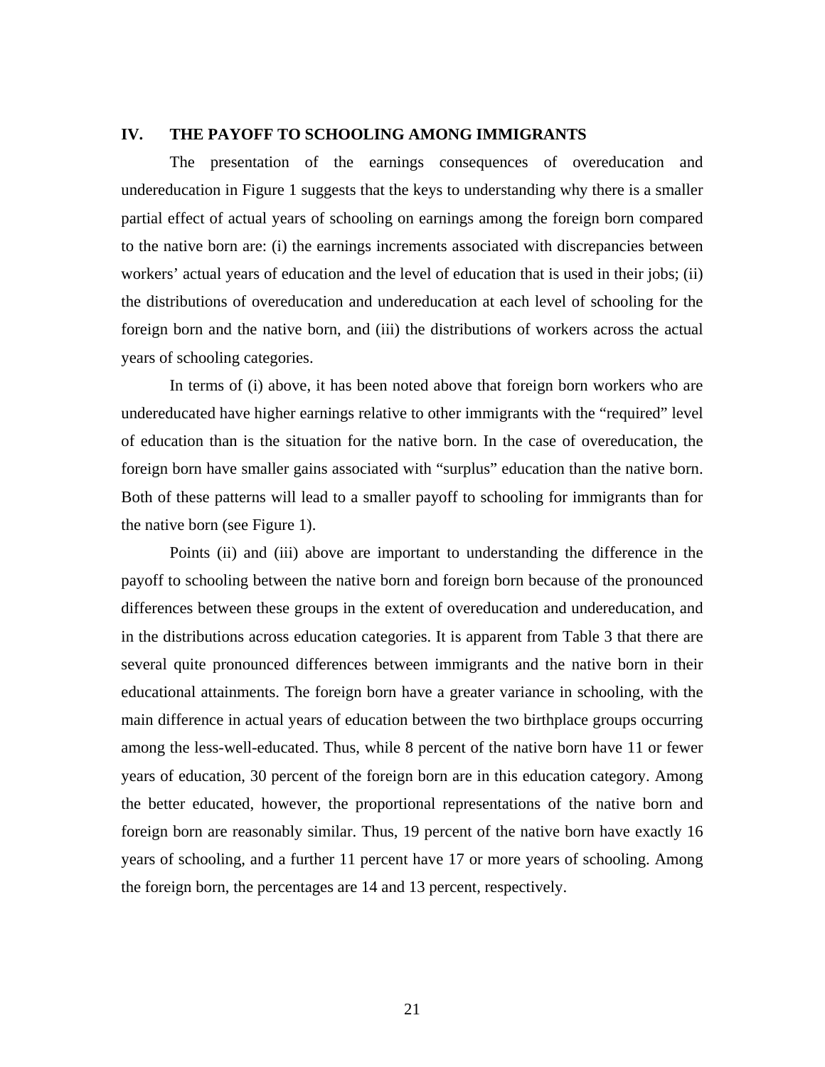## IV. THE PAYOFF TO SCHOOLING AMONG IMMIGRANTS

The presentation of the earnings consequences of overeducation and undereducation in Figure 1 suggests that the keys to understanding why there is a smaller partial effect of actual years of schooling on earnings among the foreign born compared to the native born are: (i) the earnings increments associated with discrepancies between workers' actual years of education and the level of education that is used in their jobs; (ii) the distributions of overeducation and undereducation at each level of schooling for the foreign born and the native born, and (iii) the distributions of workers across the actual years of schooling categories.

In terms of (i) above, it has been noted above that foreign born workers who are undereducated have higher earnings relative to other immigrants with the "required" level of education than is the situation for the native born. In the case of overeducation, the foreign born have smaller gains associated with "surplus" education than the native born. Both of these patterns will lead to a smaller payoff to schooling for immigrants than for the native born (see Figure 1).

Points (ii) and (iii) above are important to understanding the difference in the payoff to schooling between the native born and foreign born because of the pronounced differences between these groups in the extent of overeducation and undereducation, and in the distributions across education categories. It is apparent from Table 3 that there are several quite pronounced differences between immigrants and the native born in their educational attainments. The foreign born have a greater variance in schooling, with the main difference in actual years of education between the two birthplace groups occurring among the less-well-educated. Thus, while 8 percent of the native born have 11 or fewer years of education, 30 percent of the foreign born are in this education category. Among the better educated, however, the proportional representations of the native born and foreign born are reasonably similar. Thus, 19 percent of the native born have exactly 16 years of schooling, and a further 11 percent have 17 or more years of schooling. Among the foreign born, the percentages are 14 and 13 percent, respectively.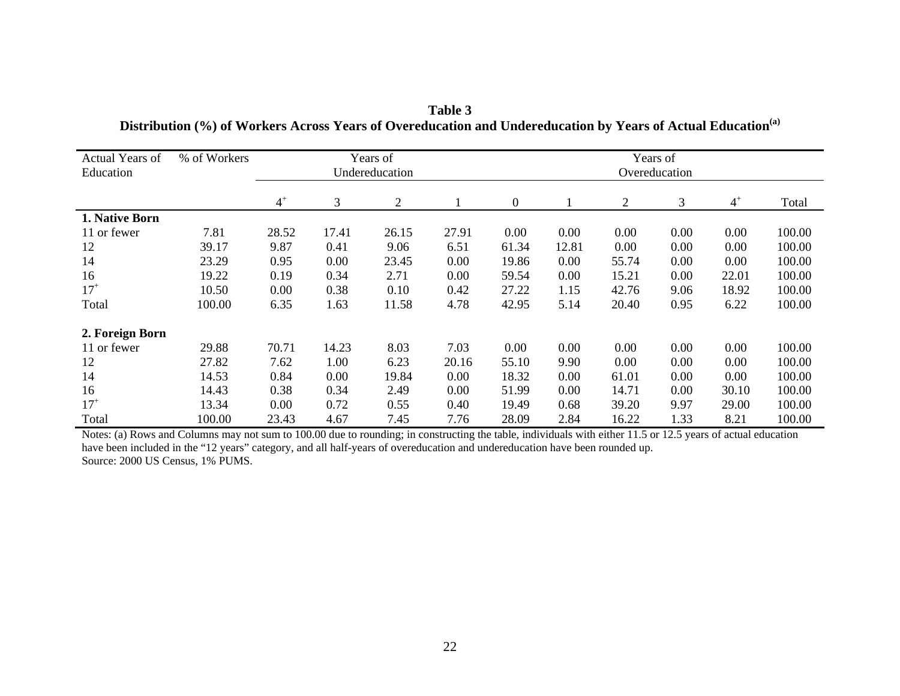**Table 3**
**Distribution (%) of Workers Across Years of Overeducation and Undereducation by Years of Actual Education[(a)]**

| Actual Years of Education | % of Workers | Years of Undereducation | | | | Years of Overeducation | | | | | |
|---|---|---|---|---|---|---|---|---|---|---|---|
| | | $4^+$ | 3 | 2 | 1 | 0 | 1 | 2 | 3 | $4^+$ | Total |
| **1. Native Born** | | | | | | | | | | | |
| 11 or fewer | 7.81 | 28.52 | 17.41 | 26.15 | 27.91 | 0.00 | 0.00 | 0.00 | 0.00 | 0.00 | 100.00 |
| 12 | 39.17 | 9.87 | 0.41 | 9.06 | 6.51 | 61.34 | 12.81 | 0.00 | 0.00 | 0.00 | 100.00 |
| 14 | 23.29 | 0.95 | 0.00 | 23.45 | 0.00 | 19.86 | 0.00 | 55.74 | 0.00 | 0.00 | 100.00 |
| 16 | 19.22 | 0.19 | 0.34 | 2.71 | 0.00 | 59.54 | 0.00 | 15.21 | 0.00 | 22.01 | 100.00 |
| $17^+$ | 10.50 | 0.00 | 0.38 | 0.10 | 0.42 | 27.22 | 1.15 | 42.76 | 9.06 | 18.92 | 100.00 |
| Total | 100.00 | 6.35 | 1.63 | 11.58 | 4.78 | 42.95 | 5.14 | 20.40 | 0.95 | 6.22 | 100.00 |
| **2. Foreign Born** | | | | | | | | | | | |
| 11 or fewer | 29.88 | 70.71 | 14.23 | 8.03 | 7.03 | 0.00 | 0.00 | 0.00 | 0.00 | 0.00 | 100.00 |
| 12 | 27.82 | 7.62 | 1.00 | 6.23 | 20.16 | 55.10 | 9.90 | 0.00 | 0.00 | 0.00 | 100.00 |
| 14 | 14.53 | 0.84 | 0.00 | 19.84 | 0.00 | 18.32 | 0.00 | 61.01 | 0.00 | 0.00 | 100.00 |
| 16 | 14.43 | 0.38 | 0.34 | 2.49 | 0.00 | 51.99 | 0.00 | 14.71 | 0.00 | 30.10 | 100.00 |
| $17^+$ | 13.34 | 0.00 | 0.72 | 0.55 | 0.40 | 19.49 | 0.68 | 39.20 | 9.97 | 29.00 | 100.00 |
| Total | 100.00 | 23.43 | 4.67 | 7.45 | 7.76 | 28.09 | 2.84 | 16.22 | 1.33 | 8.21 | 100.00 |

Notes: (a) Rows and Columns may not sum to 100.00 due to rounding; in constructing the table, individuals with either 11.5 or 12.5 years of actual education have been included in the "12 years" category, and all half-years of overeducation and undereducation have been rounded up.
Source: 2000 US Census, 1% PUMS.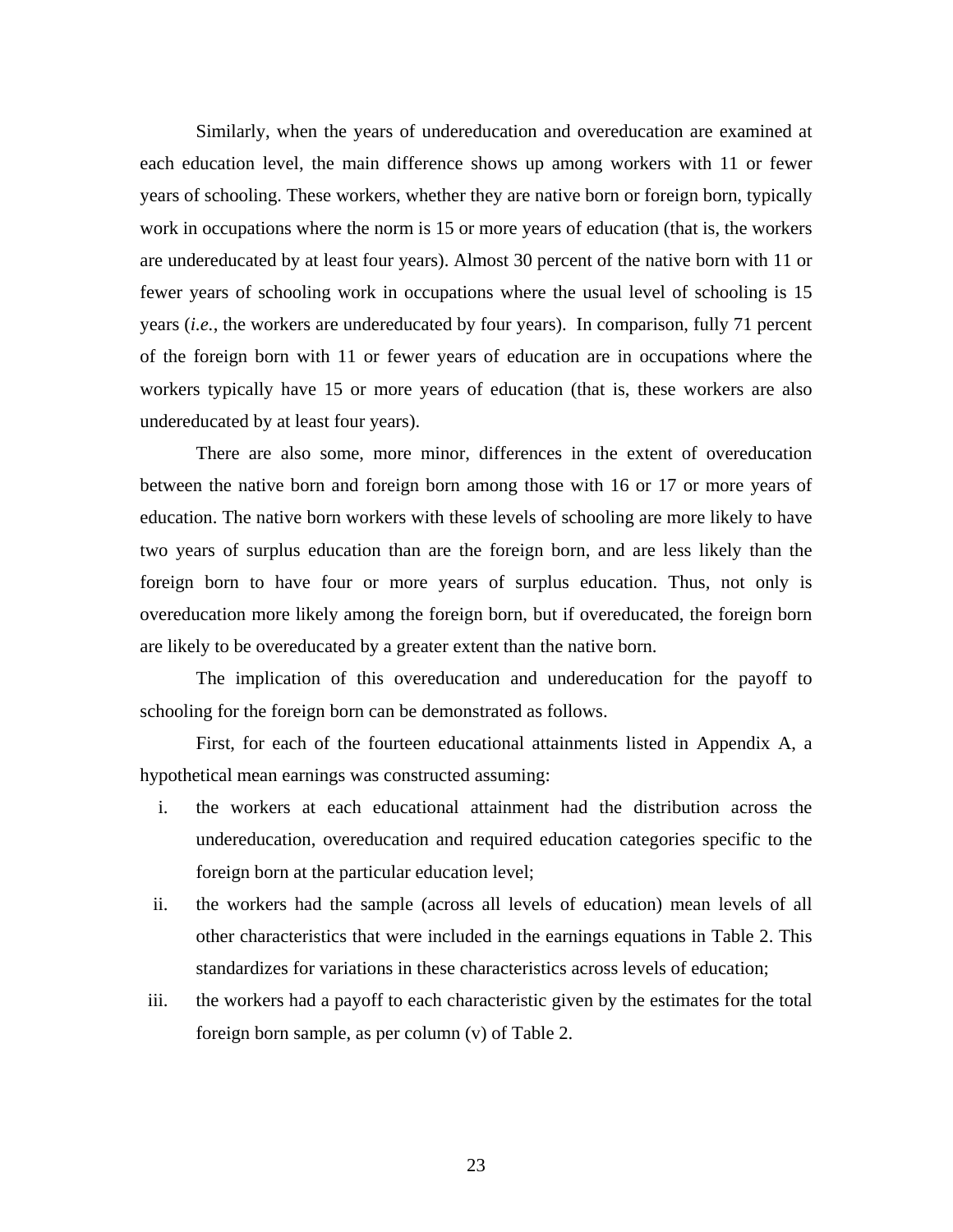Similarly, when the years of undereducation and overeducation are examined at each education level, the main difference shows up among workers with 11 or fewer years of schooling. These workers, whether they are native born or foreign born, typically work in occupations where the norm is 15 or more years of education (that is, the workers are undereducated by at least four years). Almost 30 percent of the native born with 11 or fewer years of schooling work in occupations where the usual level of schooling is 15 years (*i.e.*, the workers are undereducated by four years). In comparison, fully 71 percent of the foreign born with 11 or fewer years of education are in occupations where the workers typically have 15 or more years of education (that is, these workers are also undereducated by at least four years).

There are also some, more minor, differences in the extent of overeducation between the native born and foreign born among those with 16 or 17 or more years of education. The native born workers with these levels of schooling are more likely to have two years of surplus education than are the foreign born, and are less likely than the foreign born to have four or more years of surplus education. Thus, not only is overeducation more likely among the foreign born, but if overeducated, the foreign born are likely to be overeducated by a greater extent than the native born.

The implication of this overeducation and undereducation for the payoff to schooling for the foreign born can be demonstrated as follows.

First, for each of the fourteen educational attainments listed in Appendix A, a hypothetical mean earnings was constructed assuming:

i. the workers at each educational attainment had the distribution across the undereducation, overeducation and required education categories specific to the foreign born at the particular education level;
ii. the workers had the sample (across all levels of education) mean levels of all other characteristics that were included in the earnings equations in Table 2. This standardizes for variations in these characteristics across levels of education;
iii. the workers had a payoff to each characteristic given by the estimates for the total foreign born sample, as per column (v) of Table 2.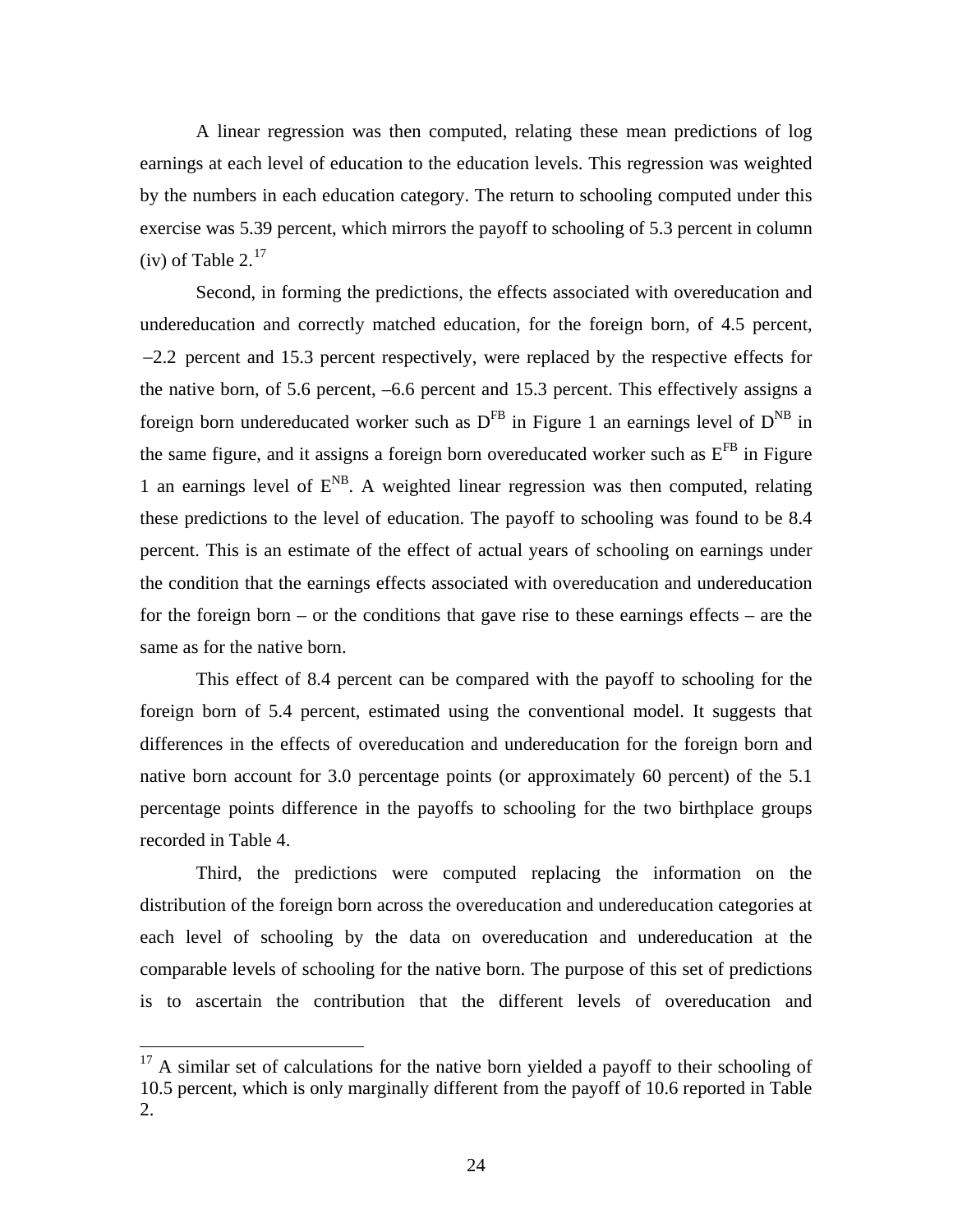A linear regression was then computed, relating these mean predictions of log earnings at each level of education to the education levels. This regression was weighted by the numbers in each education category. The return to schooling computed under this exercise was 5.39 percent, which mirrors the payoff to schooling of 5.3 percent in column (iv) of Table 2.[17]

Second, in forming the predictions, the effects associated with overeducation and undereducation and correctly matched education, for the foreign born, of 4.5 percent, –2.2 percent and 15.3 percent respectively, were replaced by the respective effects for the native born, of 5.6 percent, –6.6 percent and 15.3 percent. This effectively assigns a foreign born undereducated worker such as $D^{FB}$ in Figure 1 an earnings level of $D^{NB}$ in the same figure, and it assigns a foreign born overeducated worker such as $E^{FB}$ in Figure 1 an earnings level of $E^{NB}$. A weighted linear regression was then computed, relating these predictions to the level of education. The payoff to schooling was found to be 8.4 percent. This is an estimate of the effect of actual years of schooling on earnings under the condition that the earnings effects associated with overeducation and undereducation for the foreign born – or the conditions that gave rise to these earnings effects – are the same as for the native born.

This effect of 8.4 percent can be compared with the payoff to schooling for the foreign born of 5.4 percent, estimated using the conventional model. It suggests that differences in the effects of overeducation and undereducation for the foreign born and native born account for 3.0 percentage points (or approximately 60 percent) of the 5.1 percentage points difference in the payoffs to schooling for the two birthplace groups recorded in Table 4.

Third, the predictions were computed replacing the information on the distribution of the foreign born across the overeducation and undereducation categories at each level of schooling by the data on overeducation and undereducation at the comparable levels of schooling for the native born. The purpose of this set of predictions is to ascertain the contribution that the different levels of overeducation and

---

[17] A similar set of calculations for the native born yielded a payoff to their schooling of 10.5 percent, which is only marginally different from the payoff of 10.6 reported in Table 2.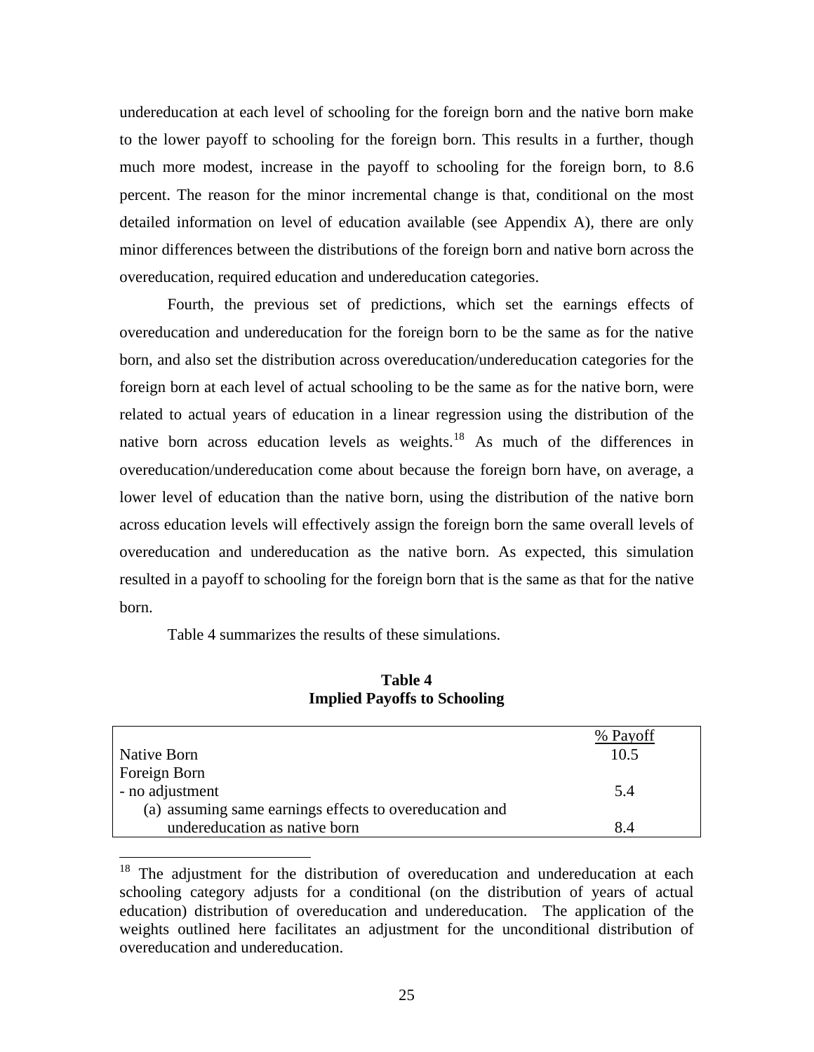undereducation at each level of schooling for the foreign born and the native born make to the lower payoff to schooling for the foreign born. This results in a further, though much more modest, increase in the payoff to schooling for the foreign born, to 8.6 percent. The reason for the minor incremental change is that, conditional on the most detailed information on level of education available (see Appendix A), there are only minor differences between the distributions of the foreign born and native born across the overeducation, required education and undereducation categories.

Fourth, the previous set of predictions, which set the earnings effects of overeducation and undereducation for the foreign born to be the same as for the native born, and also set the distribution across overeducation/undereducation categories for the foreign born at each level of actual schooling to be the same as for the native born, were related to actual years of education in a linear regression using the distribution of the native born across education levels as weights.[18] As much of the differences in overeducation/undereducation come about because the foreign born have, on average, a lower level of education than the native born, using the distribution of the native born across education levels will effectively assign the foreign born the same overall levels of overeducation and undereducation as the native born. As expected, this simulation resulted in a payoff to schooling for the foreign born that is the same as that for the native born.

Table 4 summarizes the results of these simulations.

**Table 4**
**Implied Payoffs to Schooling**

| | % Payoff |
|---|---|
| Native Born | 10.5 |
| Foreign Born | |
| - no adjustment | 5.4 |
| (a) assuming same earnings effects to overeducation and undereducation as native born | 8.4 |

[18] The adjustment for the distribution of overeducation and undereducation at each schooling category adjusts for a conditional (on the distribution of years of actual education) distribution of overeducation and undereducation. The application of the weights outlined here facilitates an adjustment for the unconditional distribution of overeducation and undereducation.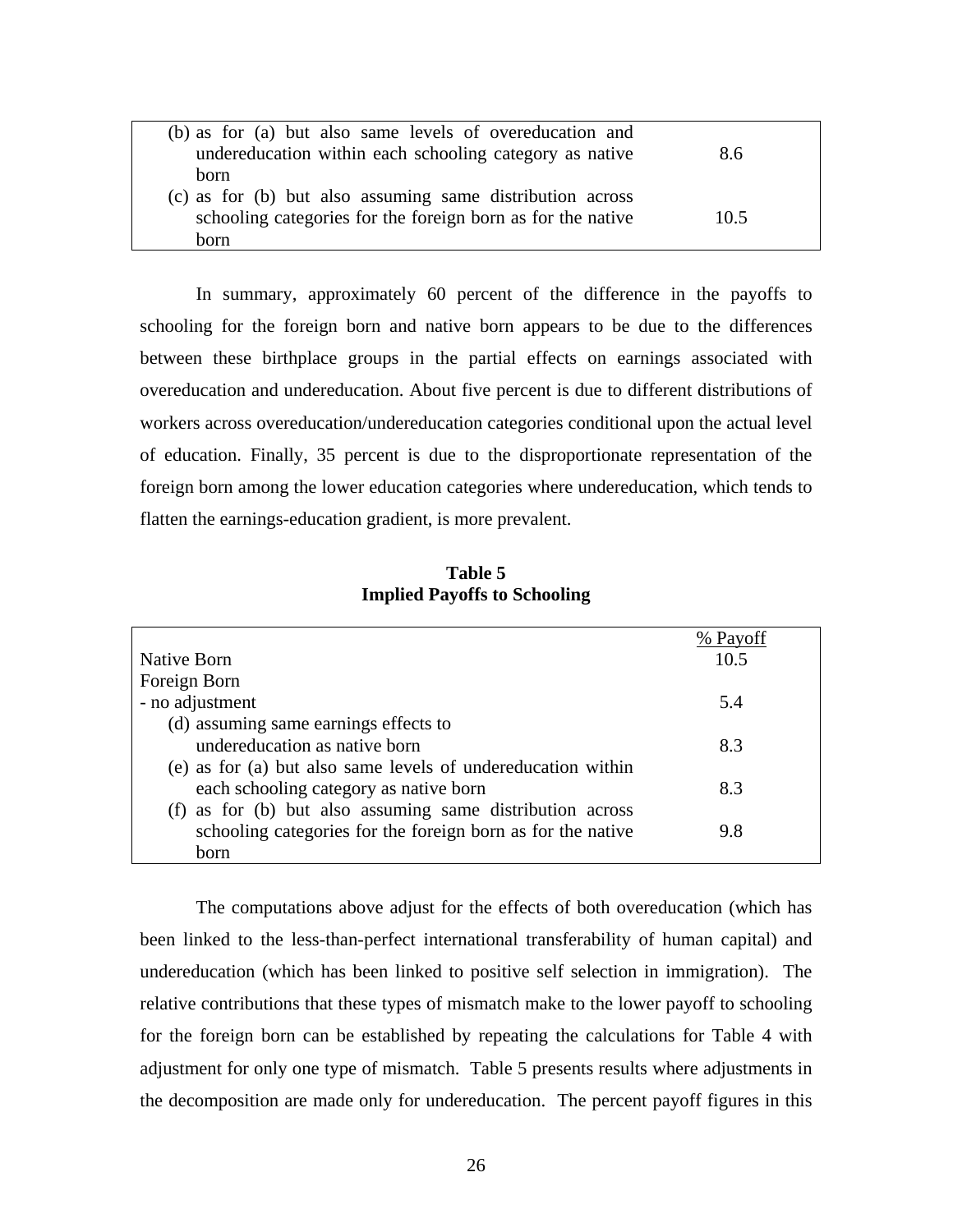| | |
|---|---|
| (b) as for (a) but also same levels of overeducation and undereducation within each schooling category as native born | 8.6 |
| (c) as for (b) but also assuming same distribution across schooling categories for the foreign born as for the native born | 10.5 |

In summary, approximately 60 percent of the difference in the payoffs to schooling for the foreign born and native born appears to be due to the differences between these birthplace groups in the partial effects on earnings associated with overeducation and undereducation. About five percent is due to different distributions of workers across overeducation/undereducation categories conditional upon the actual level of education. Finally, 35 percent is due to the disproportionate representation of the foreign born among the lower education categories where undereducation, which tends to flatten the earnings-education gradient, is more prevalent.

**Table 5**
**Implied Payoffs to Schooling**

| | % Payoff |
|---|---|
| Native Born | 10.5 |
| Foreign Born | |
| - no adjustment | 5.4 |
| (d) assuming same earnings effects to undereducation as native born | 8.3 |
| (e) as for (a) but also same levels of undereducation within each schooling category as native born | 8.3 |
| (f) as for (b) but also assuming same distribution across schooling categories for the foreign born as for the native born | 9.8 |

The computations above adjust for the effects of both overeducation (which has been linked to the less-than-perfect international transferability of human capital) and undereducation (which has been linked to positive self selection in immigration). The relative contributions that these types of mismatch make to the lower payoff to schooling for the foreign born can be established by repeating the calculations for Table 4 with adjustment for only one type of mismatch. Table 5 presents results where adjustments in the decomposition are made only for undereducation. The percent payoff figures in this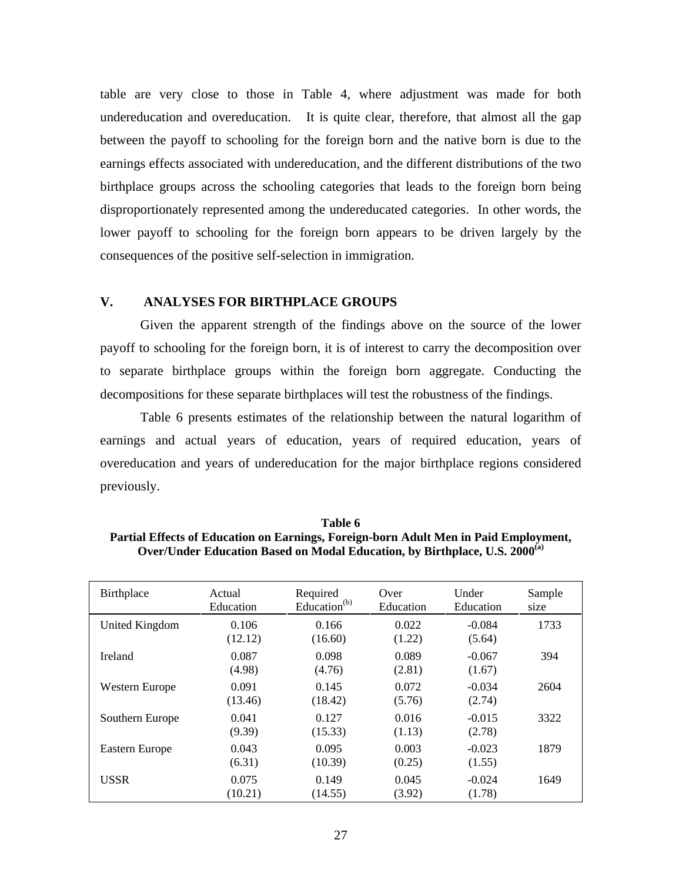table are very close to those in Table 4, where adjustment was made for both undereducation and overeducation. It is quite clear, therefore, that almost all the gap between the payoff to schooling for the foreign born and the native born is due to the earnings effects associated with undereducation, and the different distributions of the two birthplace groups across the schooling categories that leads to the foreign born being disproportionately represented among the undereducated categories. In other words, the lower payoff to schooling for the foreign born appears to be driven largely by the consequences of the positive self-selection in immigration.

## V. ANALYSES FOR BIRTHPLACE GROUPS

Given the apparent strength of the findings above on the source of the lower payoff to schooling for the foreign born, it is of interest to carry the decomposition over to separate birthplace groups within the foreign born aggregate. Conducting the decompositions for these separate birthplaces will test the robustness of the findings.

Table 6 presents estimates of the relationship between the natural logarithm of earnings and actual years of education, years of required education, years of overeducation and years of undereducation for the major birthplace regions considered previously.

**Table 6**
**Partial Effects of Education on Earnings, Foreign-born Adult Men in Paid Employment, Over/Under Education Based on Modal Education, by Birthplace, U.S. 2000[(a)]**

| Birthplace | Actual Education | Required Education[(b)] | Over Education | Under Education | Sample size |
|---|---|---|---|---|---|
| United Kingdom | 0.106 (12.12) | 0.166 (16.60) | 0.022 (1.22) | -0.084 (5.64) | 1733 |
| Ireland | 0.087 (4.98) | 0.098 (4.76) | 0.089 (2.81) | -0.067 (1.67) | 394 |
| Western Europe | 0.091 (13.46) | 0.145 (18.42) | 0.072 (5.76) | -0.034 (2.74) | 2604 |
| Southern Europe | 0.041 (9.39) | 0.127 (15.33) | 0.016 (1.13) | -0.015 (2.78) | 3322 |
| Eastern Europe | 0.043 (6.31) | 0.095 (10.39) | 0.003 (0.25) | -0.023 (1.55) | 1879 |
| USSR | 0.075 (10.21) | 0.149 (14.55) | 0.045 (3.92) | -0.024 (1.78) | 1649 |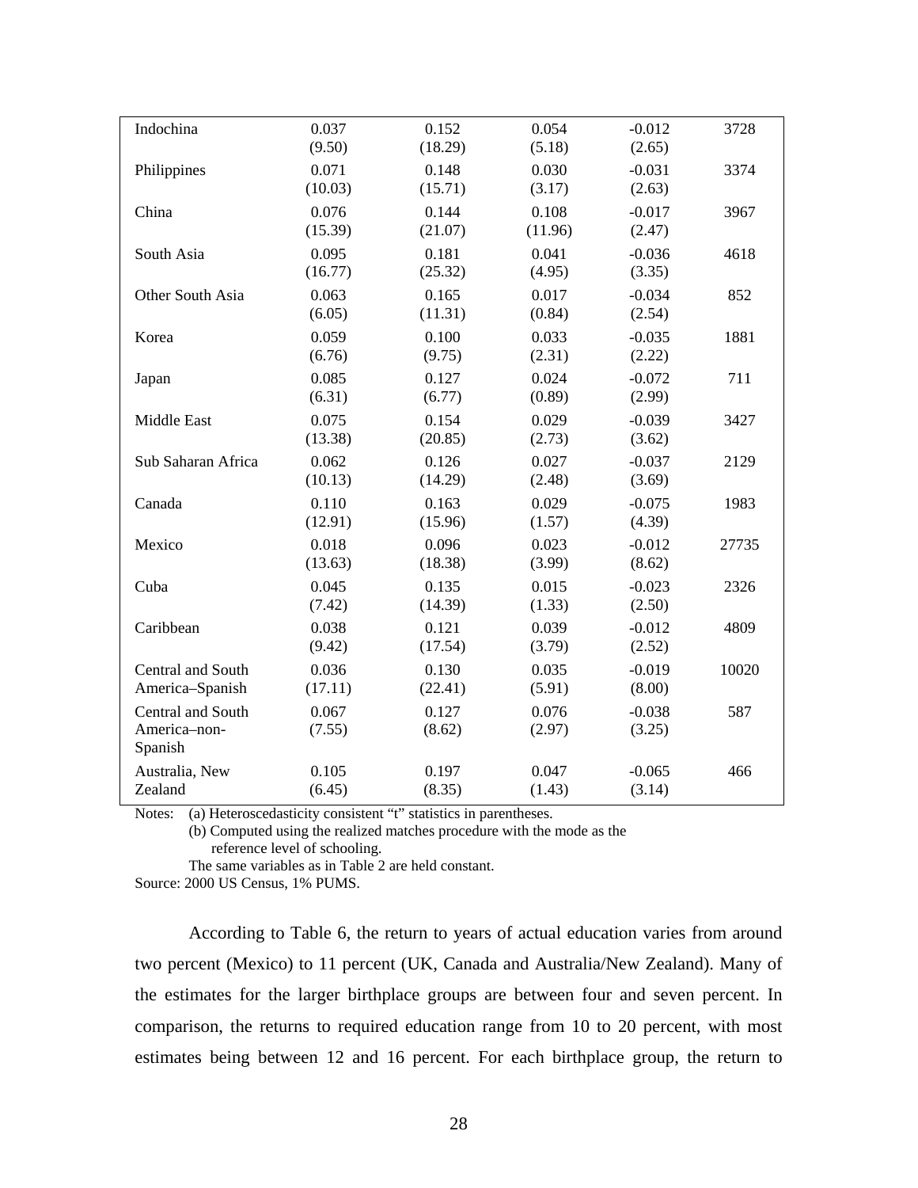| | | | | | |
|---|---|---|---|---|---|
| Indochina | 0.037<br>(9.50) | 0.152<br>(18.29) | 0.054<br>(5.18) | -0.012<br>(2.65) | 3728 |
| Philippines | 0.071<br>(10.03) | 0.148<br>(15.71) | 0.030<br>(3.17) | -0.031<br>(2.63) | 3374 |
| China | 0.076<br>(15.39) | 0.144<br>(21.07) | 0.108<br>(11.96) | -0.017<br>(2.47) | 3967 |
| South Asia | 0.095<br>(16.77) | 0.181<br>(25.32) | 0.041<br>(4.95) | -0.036<br>(3.35) | 4618 |
| Other South Asia | 0.063<br>(6.05) | 0.165<br>(11.31) | 0.017<br>(0.84) | -0.034<br>(2.54) | 852 |
| Korea | 0.059<br>(6.76) | 0.100<br>(9.75) | 0.033<br>(2.31) | -0.035<br>(2.22) | 1881 |
| Japan | 0.085<br>(6.31) | 0.127<br>(6.77) | 0.024<br>(0.89) | -0.072<br>(2.99) | 711 |
| Middle East | 0.075<br>(13.38) | 0.154<br>(20.85) | 0.029<br>(2.73) | -0.039<br>(3.62) | 3427 |
| Sub Saharan Africa | 0.062<br>(10.13) | 0.126<br>(14.29) | 0.027<br>(2.48) | -0.037<br>(3.69) | 2129 |
| Canada | 0.110<br>(12.91) | 0.163<br>(15.96) | 0.029<br>(1.57) | -0.075<br>(4.39) | 1983 |
| Mexico | 0.018<br>(13.63) | 0.096<br>(18.38) | 0.023<br>(3.99) | -0.012<br>(8.62) | 27735 |
| Cuba | 0.045<br>(7.42) | 0.135<br>(14.39) | 0.015<br>(1.33) | -0.023<br>(2.50) | 2326 |
| Caribbean | 0.038<br>(9.42) | 0.121<br>(17.54) | 0.039<br>(3.79) | -0.012<br>(2.52) | 4809 |
| Central and South America–Spanish | 0.036<br>(17.11) | 0.130<br>(22.41) | 0.035<br>(5.91) | -0.019<br>(8.00) | 10020 |
| Central and South America–non-Spanish | 0.067<br>(7.55) | 0.127<br>(8.62) | 0.076<br>(2.97) | -0.038<br>(3.25) | 587 |
| Australia, New Zealand | 0.105<br>(6.45) | 0.197<br>(8.35) | 0.047<br>(1.43) | -0.065<br>(3.14) | 466 |

Notes: (a) Heteroscedasticity consistent "t" statistics in parentheses.
(b) Computed using the realized matches procedure with the mode as the reference level of schooling.
The same variables as in Table 2 are held constant.
Source: 2000 US Census, 1% PUMS.

According to Table 6, the return to years of actual education varies from around two percent (Mexico) to 11 percent (UK, Canada and Australia/New Zealand). Many of the estimates for the larger birthplace groups are between four and seven percent. In comparison, the returns to required education range from 10 to 20 percent, with most estimates being between 12 and 16 percent. For each birthplace group, the return to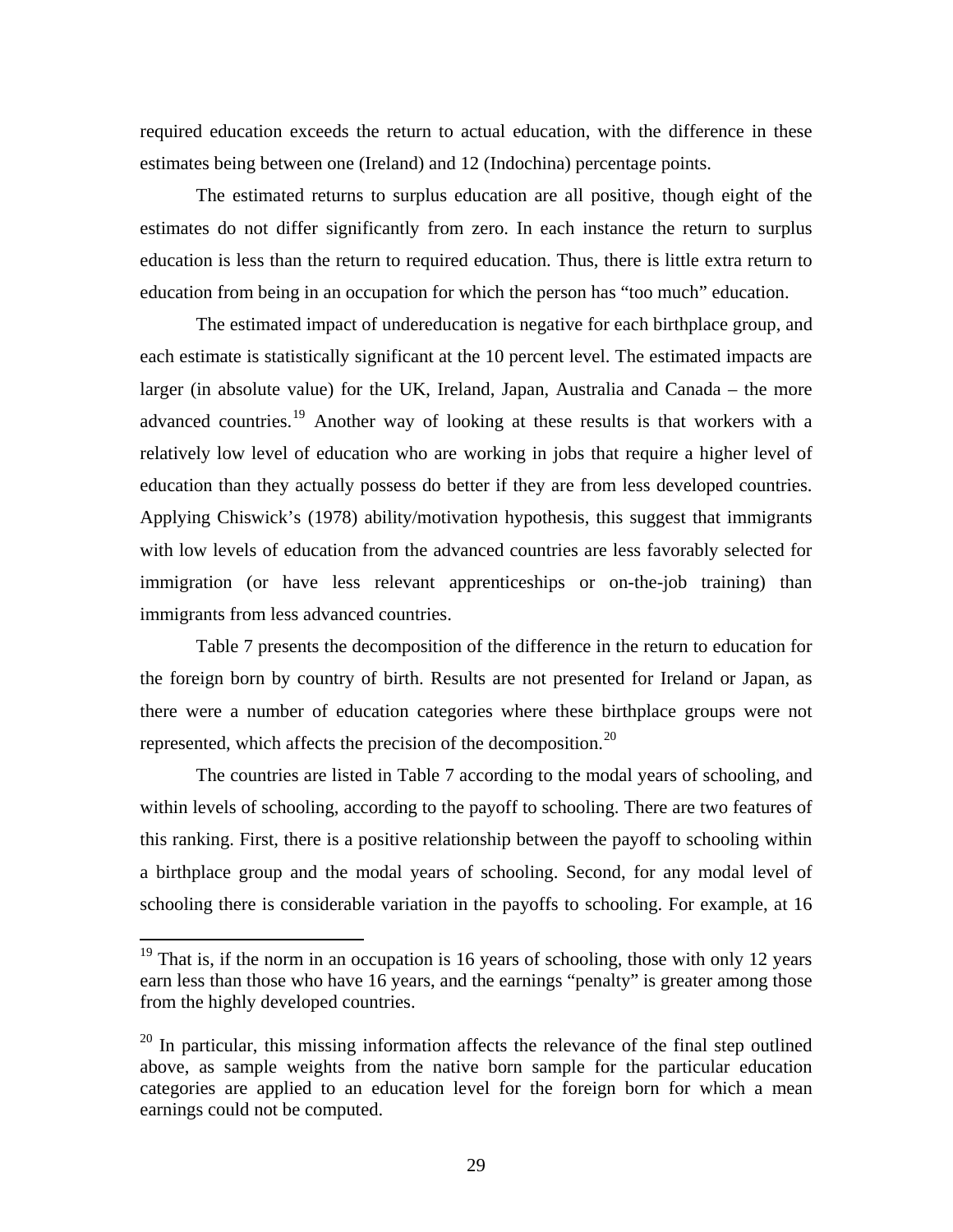required education exceeds the return to actual education, with the difference in these estimates being between one (Ireland) and 12 (Indochina) percentage points.

The estimated returns to surplus education are all positive, though eight of the estimates do not differ significantly from zero. In each instance the return to surplus education is less than the return to required education. Thus, there is little extra return to education from being in an occupation for which the person has "too much" education.

The estimated impact of undereducation is negative for each birthplace group, and each estimate is statistically significant at the 10 percent level. The estimated impacts are larger (in absolute value) for the UK, Ireland, Japan, Australia and Canada – the more advanced countries.[19] Another way of looking at these results is that workers with a relatively low level of education who are working in jobs that require a higher level of education than they actually possess do better if they are from less developed countries. Applying Chiswick's (1978) ability/motivation hypothesis, this suggest that immigrants with low levels of education from the advanced countries are less favorably selected for immigration (or have less relevant apprenticeships or on-the-job training) than immigrants from less advanced countries.

Table 7 presents the decomposition of the difference in the return to education for the foreign born by country of birth. Results are not presented for Ireland or Japan, as there were a number of education categories where these birthplace groups were not represented, which affects the precision of the decomposition.[20]

The countries are listed in Table 7 according to the modal years of schooling, and within levels of schooling, according to the payoff to schooling. There are two features of this ranking. First, there is a positive relationship between the payoff to schooling within a birthplace group and the modal years of schooling. Second, for any modal level of schooling there is considerable variation in the payoffs to schooling. For example, at 16

---

[19] That is, if the norm in an occupation is 16 years of schooling, those with only 12 years earn less than those who have 16 years, and the earnings "penalty" is greater among those from the highly developed countries.

[20] In particular, this missing information affects the relevance of the final step outlined above, as sample weights from the native born sample for the particular education categories are applied to an education level for the foreign born for which a mean earnings could not be computed.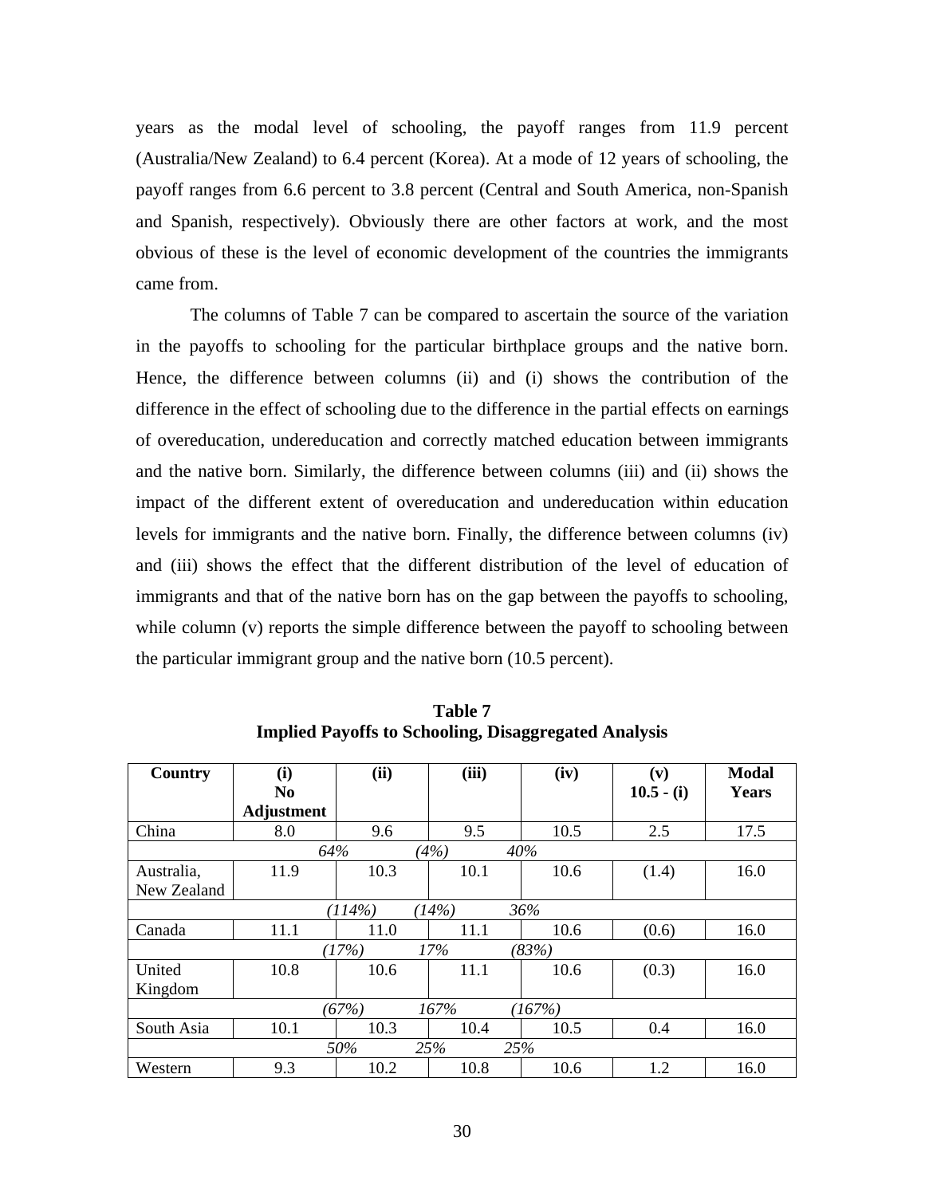years as the modal level of schooling, the payoff ranges from 11.9 percent (Australia/New Zealand) to 6.4 percent (Korea). At a mode of 12 years of schooling, the payoff ranges from 6.6 percent to 3.8 percent (Central and South America, non-Spanish and Spanish, respectively). Obviously there are other factors at work, and the most obvious of these is the level of economic development of the countries the immigrants came from.

The columns of Table 7 can be compared to ascertain the source of the variation in the payoffs to schooling for the particular birthplace groups and the native born. Hence, the difference between columns (ii) and (i) shows the contribution of the difference in the effect of schooling due to the difference in the partial effects on earnings of overeducation, undereducation and correctly matched education between immigrants and the native born. Similarly, the difference between columns (iii) and (ii) shows the impact of the different extent of overeducation and undereducation within education levels for immigrants and the native born. Finally, the difference between columns (iv) and (iii) shows the effect that the different distribution of the level of education of immigrants and that of the native born has on the gap between the payoffs to schooling, while column (v) reports the simple difference between the payoff to schooling between the particular immigrant group and the native born (10.5 percent).

**Table 7**
**Implied Payoffs to Schooling, Disaggregated Analysis**

| Country | (i) No Adjustment | (ii) | (iii) | (iv) | (v) 10.5 - (i) | Modal Years |
|---|---|---|---|---|---|---|
| China | 8.0 | 9.6 | 9.5 | 10.5 | 2.5 | 17.5 |
| | | *64%* | *(4%)* | *40%* | | |
| Australia, New Zealand | 11.9 | 10.3 | 10.1 | 10.6 | (1.4) | 16.0 |
| | | *(114%)* | *(14%)* | *36%* | | |
| Canada | 11.1 | 11.0 | 11.1 | 10.6 | (0.6) | 16.0 |
| | | *(17%)* | *17%* | *(83%)* | | |
| United Kingdom | 10.8 | 10.6 | 11.1 | 10.6 | (0.3) | 16.0 |
| | | *(67%)* | *167%* | *(167%)* | | |
| South Asia | 10.1 | 10.3 | 10.4 | 10.5 | 0.4 | 16.0 |
| | | *50%* | *25%* | *25%* | | |
| Western | 9.3 | 10.2 | 10.8 | 10.6 | 1.2 | 16.0 |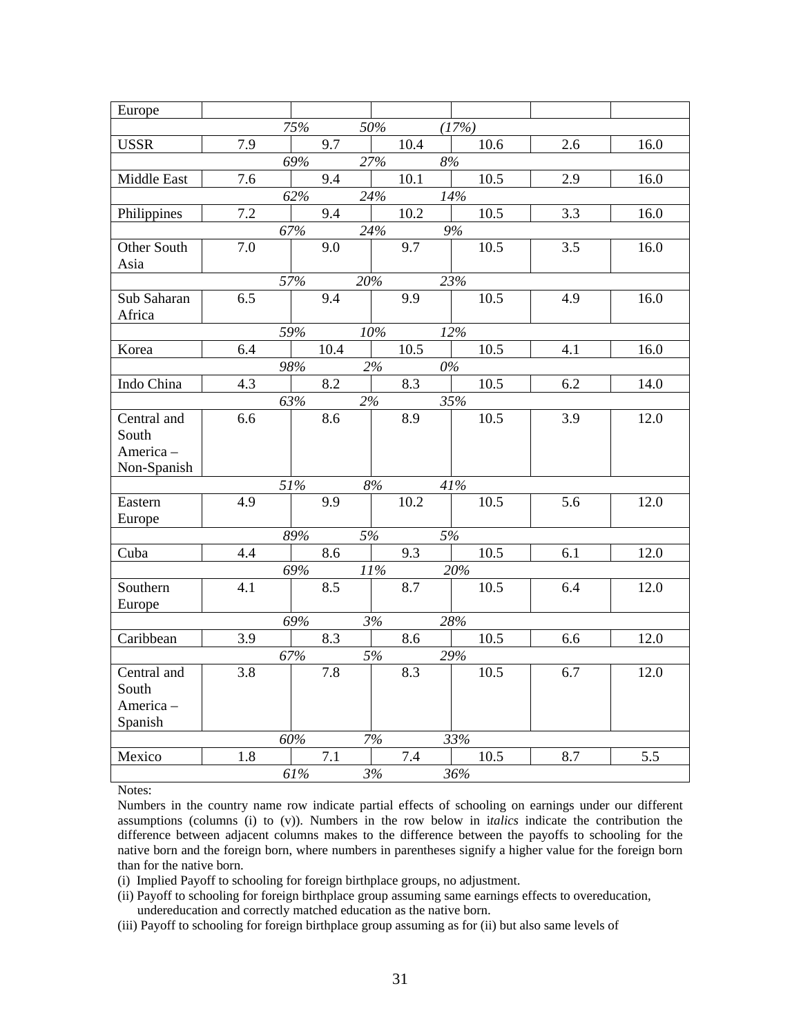| Europe | | | | | | |
|---|---|---|---|---|---|---|
| | *75%* | *50%* | *(17%)* | | | |
| USSR | 7.9 | 9.7 | 10.4 | 10.6 | 2.6 | 16.0 |
| | *69%* | *27%* | *8%* | | | |
| Middle East | 7.6 | 9.4 | 10.1 | 10.5 | 2.9 | 16.0 |
| | *62%* | *24%* | *14%* | | | |
| Philippines | 7.2 | 9.4 | 10.2 | 10.5 | 3.3 | 16.0 |
| | *67%* | *24%* | *9%* | | | |
| Other South Asia | 7.0 | 9.0 | 9.7 | 10.5 | 3.5 | 16.0 |
| | *57%* | *20%* | *23%* | | | |
| Sub Saharan Africa | 6.5 | 9.4 | 9.9 | 10.5 | 4.9 | 16.0 |
| | *59%* | *10%* | *12%* | | | |
| Korea | 6.4 | 10.4 | 10.5 | 10.5 | 4.1 | 16.0 |
| | *98%* | *2%* | *0%* | | | |
| Indo China | 4.3 | 8.2 | 8.3 | 10.5 | 6.2 | 14.0 |
| | *63%* | *2%* | *35%* | | | |
| Central and South America – Non-Spanish | 6.6 | 8.6 | 8.9 | 10.5 | 3.9 | 12.0 |
| | *51%* | *8%* | *41%* | | | |
| Eastern Europe | 4.9 | 9.9 | 10.2 | 10.5 | 5.6 | 12.0 |
| | *89%* | *5%* | *5%* | | | |
| Cuba | 4.4 | 8.6 | 9.3 | 10.5 | 6.1 | 12.0 |
| | *69%* | *11%* | *20%* | | | |
| Southern Europe | 4.1 | 8.5 | 8.7 | 10.5 | 6.4 | 12.0 |
| | *69%* | *3%* | *28%* | | | |
| Caribbean | 3.9 | 8.3 | 8.6 | 10.5 | 6.6 | 12.0 |
| | *67%* | *5%* | *29%* | | | |
| Central and South America – Spanish | 3.8 | 7.8 | 8.3 | 10.5 | 6.7 | 12.0 |
| | *60%* | *7%* | *33%* | | | |
| Mexico | 1.8 | 7.1 | 7.4 | 10.5 | 8.7 | 5.5 |
| | *61%* | *3%* | *36%* | | | |

Notes:

Numbers in the country name row indicate partial effects of schooling on earnings under our different assumptions (columns (i) to (v)). Numbers in the row below in i*talics* indicate the contribution the difference between adjacent columns makes to the difference between the payoffs to schooling for the native born and the foreign born, where numbers in parentheses signify a higher value for the foreign born than for the native born.

(i) Implied Payoff to schooling for foreign birthplace groups, no adjustment.

(ii) Payoff to schooling for foreign birthplace group assuming same earnings effects to overeducation, undereducation and correctly matched education as the native born.

(iii) Payoff to schooling for foreign birthplace group assuming as for (ii) but also same levels of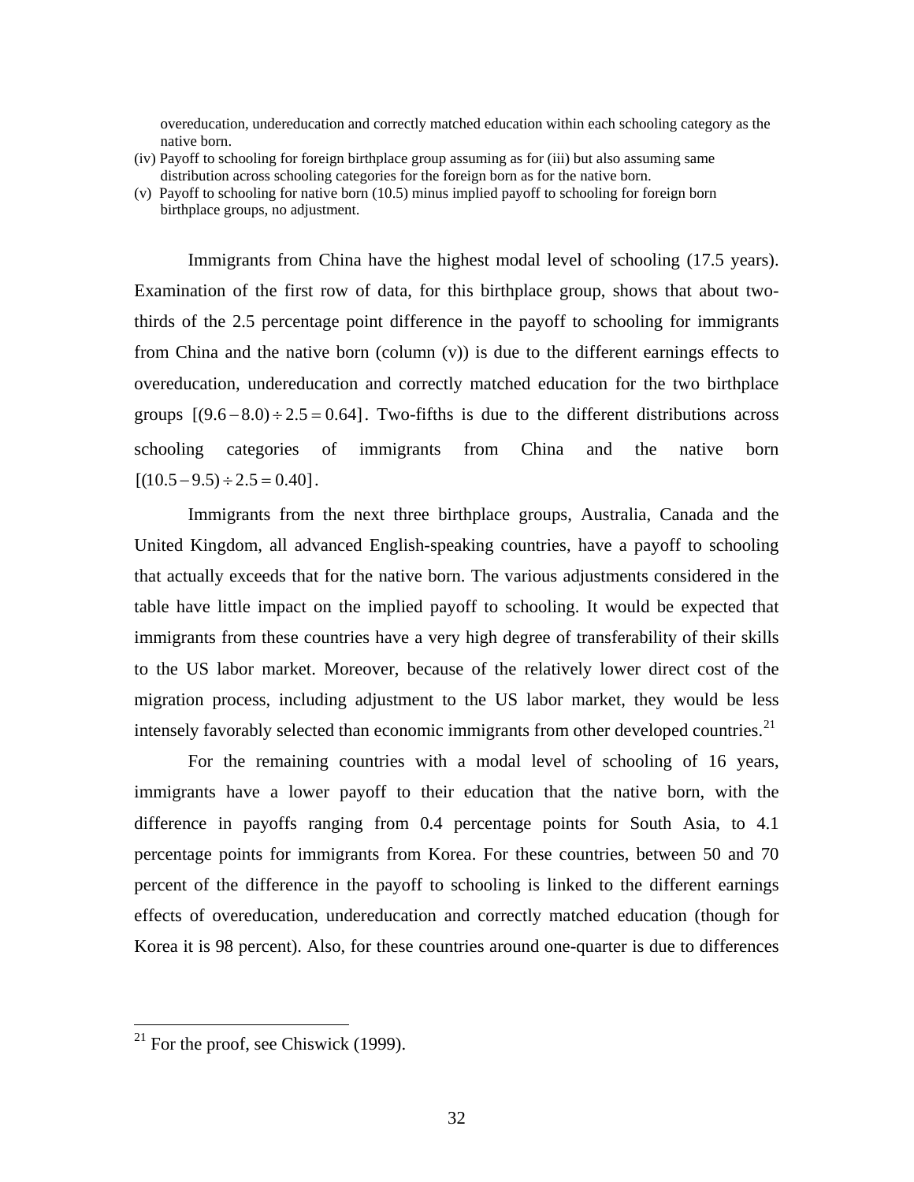overeducation, undereducation and correctly matched education within each schooling category as the native born.

(iv) Payoff to schooling for foreign birthplace group assuming as for (iii) but also assuming same distribution across schooling categories for the foreign born as for the native born.

(v) Payoff to schooling for native born (10.5) minus implied payoff to schooling for foreign born birthplace groups, no adjustment.

Immigrants from China have the highest modal level of schooling (17.5 years). Examination of the first row of data, for this birthplace group, shows that about two-thirds of the 2.5 percentage point difference in the payoff to schooling for immigrants from China and the native born (column (v)) is due to the different earnings effects to overeducation, undereducation and correctly matched education for the two birthplace groups $[(9.6-8.0)\div 2.5 = 0.64]$. Two-fifths is due to the different distributions across schooling categories of immigrants from China and the native born $[(10.5-9.5)\div 2.5 = 0.40]$.

Immigrants from the next three birthplace groups, Australia, Canada and the United Kingdom, all advanced English-speaking countries, have a payoff to schooling that actually exceeds that for the native born. The various adjustments considered in the table have little impact on the implied payoff to schooling. It would be expected that immigrants from these countries have a very high degree of transferability of their skills to the US labor market. Moreover, because of the relatively lower direct cost of the migration process, including adjustment to the US labor market, they would be less intensely favorably selected than economic immigrants from other developed countries.[21]

For the remaining countries with a modal level of schooling of 16 years, immigrants have a lower payoff to their education that the native born, with the difference in payoffs ranging from 0.4 percentage points for South Asia, to 4.1 percentage points for immigrants from Korea. For these countries, between 50 and 70 percent of the difference in the payoff to schooling is linked to the different earnings effects of overeducation, undereducation and correctly matched education (though for Korea it is 98 percent). Also, for these countries around one-quarter is due to differences

[21] For the proof, see Chiswick (1999).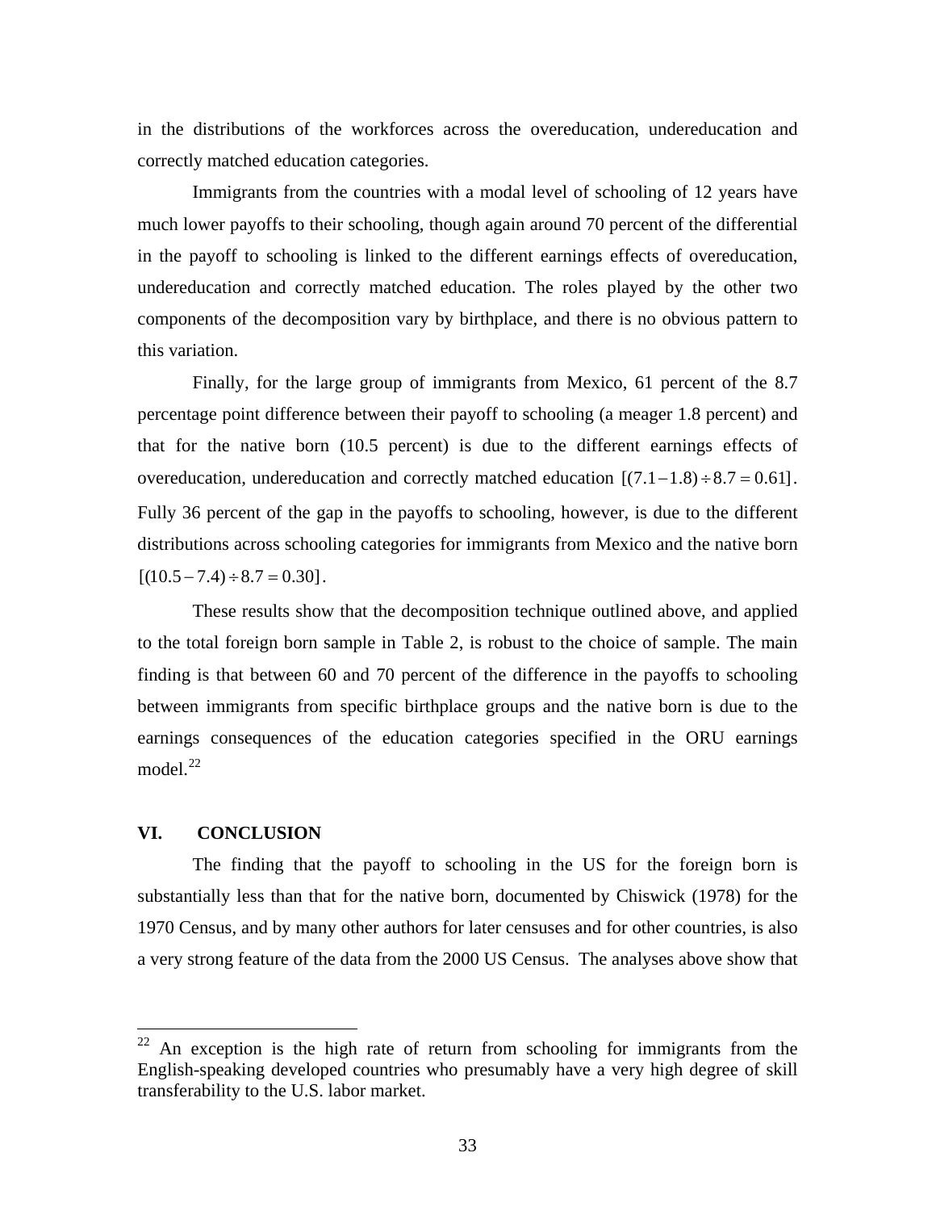in the distributions of the workforces across the overeducation, undereducation and correctly matched education categories.

Immigrants from the countries with a modal level of schooling of 12 years have much lower payoffs to their schooling, though again around 70 percent of the differential in the payoff to schooling is linked to the different earnings effects of overeducation, undereducation and correctly matched education. The roles played by the other two components of the decomposition vary by birthplace, and there is no obvious pattern to this variation.

Finally, for the large group of immigrants from Mexico, 61 percent of the 8.7 percentage point difference between their payoff to schooling (a meager 1.8 percent) and that for the native born (10.5 percent) is due to the different earnings effects of overeducation, undereducation and correctly matched education $[(7.1-1.8) \div 8.7 = 0.61]$. Fully 36 percent of the gap in the payoffs to schooling, however, is due to the different distributions across schooling categories for immigrants from Mexico and the native born $[(10.5-7.4) \div 8.7 = 0.30]$.

These results show that the decomposition technique outlined above, and applied to the total foreign born sample in Table 2, is robust to the choice of sample. The main finding is that between 60 and 70 percent of the difference in the payoffs to schooling between immigrants from specific birthplace groups and the native born is due to the earnings consequences of the education categories specified in the ORU earnings model.[22]

## VI. CONCLUSION

The finding that the payoff to schooling in the US for the foreign born is substantially less than that for the native born, documented by Chiswick (1978) for the 1970 Census, and by many other authors for later censuses and for other countries, is also a very strong feature of the data from the 2000 US Census. The analyses above show that

---

[22] An exception is the high rate of return from schooling for immigrants from the English-speaking developed countries who presumably have a very high degree of skill transferability to the U.S. labor market.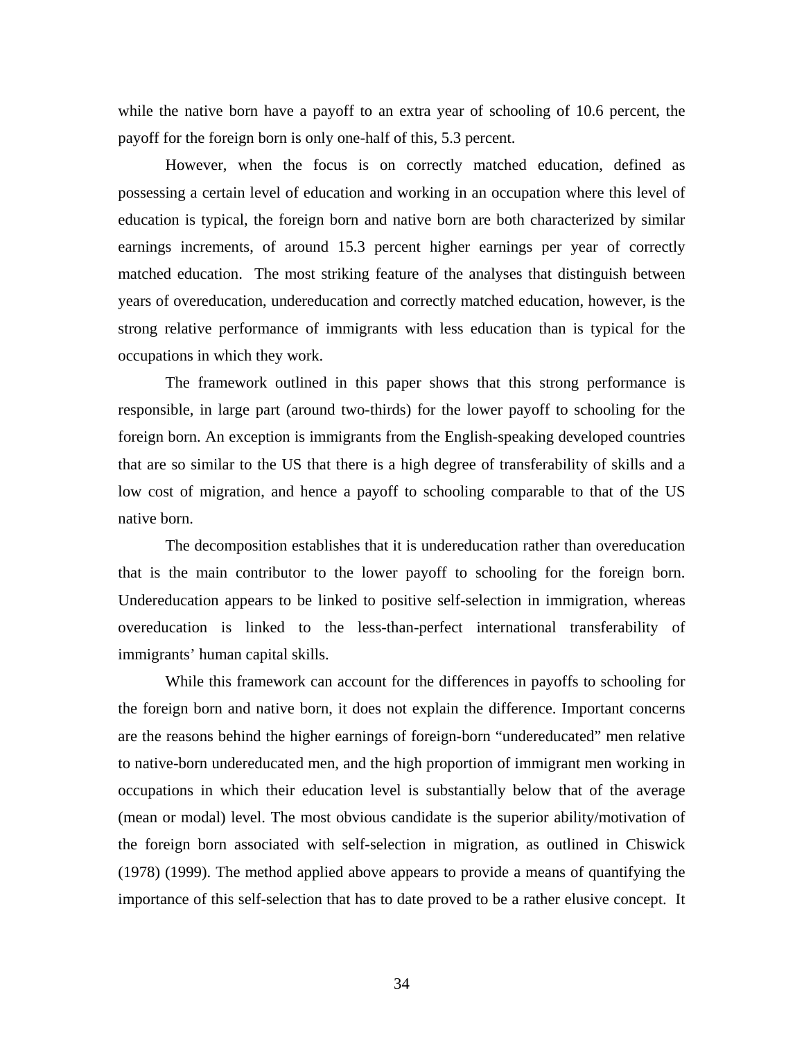while the native born have a payoff to an extra year of schooling of 10.6 percent, the payoff for the foreign born is only one-half of this, 5.3 percent.

However, when the focus is on correctly matched education, defined as possessing a certain level of education and working in an occupation where this level of education is typical, the foreign born and native born are both characterized by similar earnings increments, of around 15.3 percent higher earnings per year of correctly matched education. The most striking feature of the analyses that distinguish between years of overeducation, undereducation and correctly matched education, however, is the strong relative performance of immigrants with less education than is typical for the occupations in which they work.

The framework outlined in this paper shows that this strong performance is responsible, in large part (around two-thirds) for the lower payoff to schooling for the foreign born. An exception is immigrants from the English-speaking developed countries that are so similar to the US that there is a high degree of transferability of skills and a low cost of migration, and hence a payoff to schooling comparable to that of the US native born.

The decomposition establishes that it is undereducation rather than overeducation that is the main contributor to the lower payoff to schooling for the foreign born. Undereducation appears to be linked to positive self-selection in immigration, whereas overeducation is linked to the less-than-perfect international transferability of immigrants' human capital skills.

While this framework can account for the differences in payoffs to schooling for the foreign born and native born, it does not explain the difference. Important concerns are the reasons behind the higher earnings of foreign-born "undereducated" men relative to native-born undereducated men, and the high proportion of immigrant men working in occupations in which their education level is substantially below that of the average (mean or modal) level. The most obvious candidate is the superior ability/motivation of the foreign born associated with self-selection in migration, as outlined in Chiswick (1978) (1999). The method applied above appears to provide a means of quantifying the importance of this self-selection that has to date proved to be a rather elusive concept. It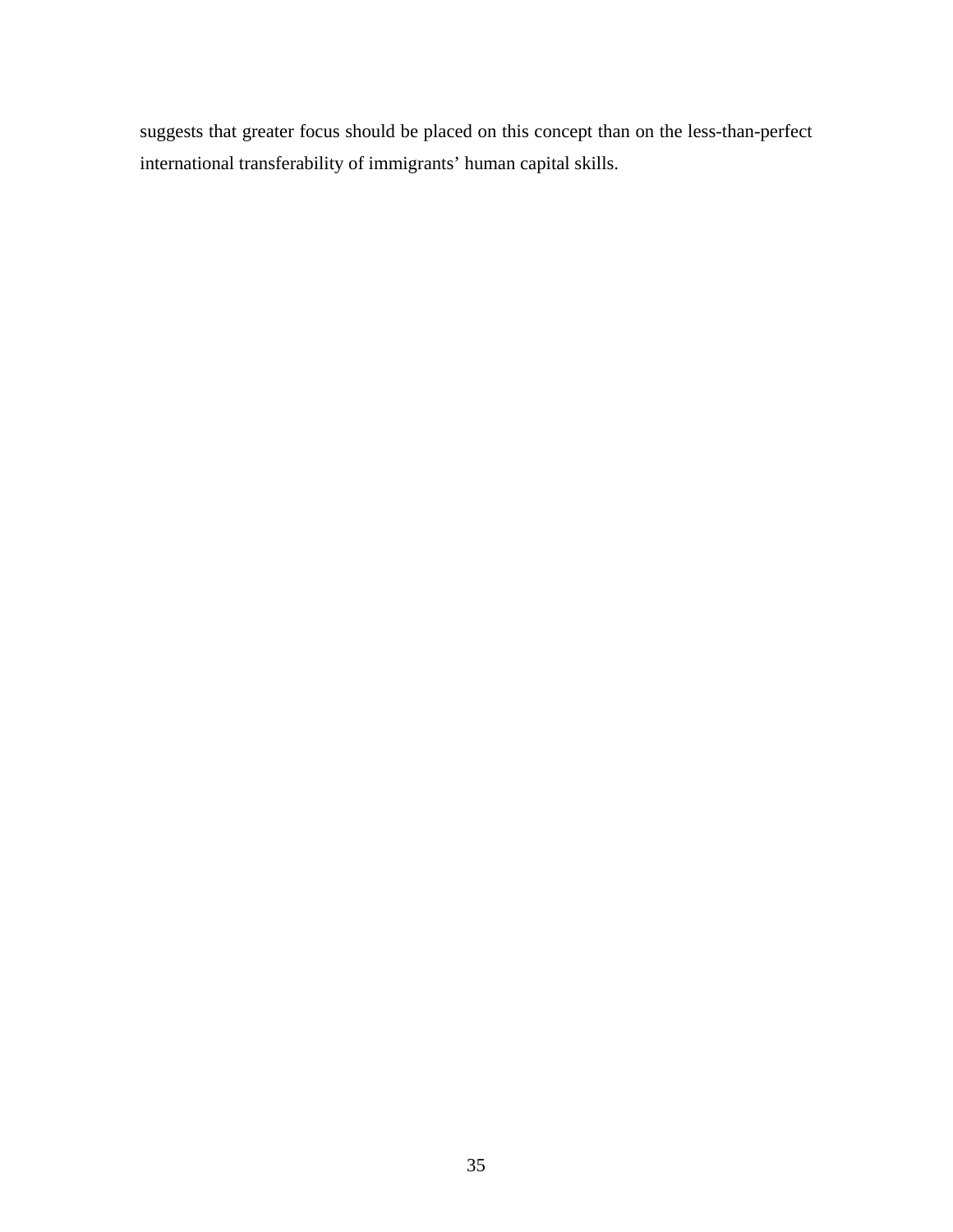suggests that greater focus should be placed on this concept than on the less-than-perfect international transferability of immigrants' human capital skills.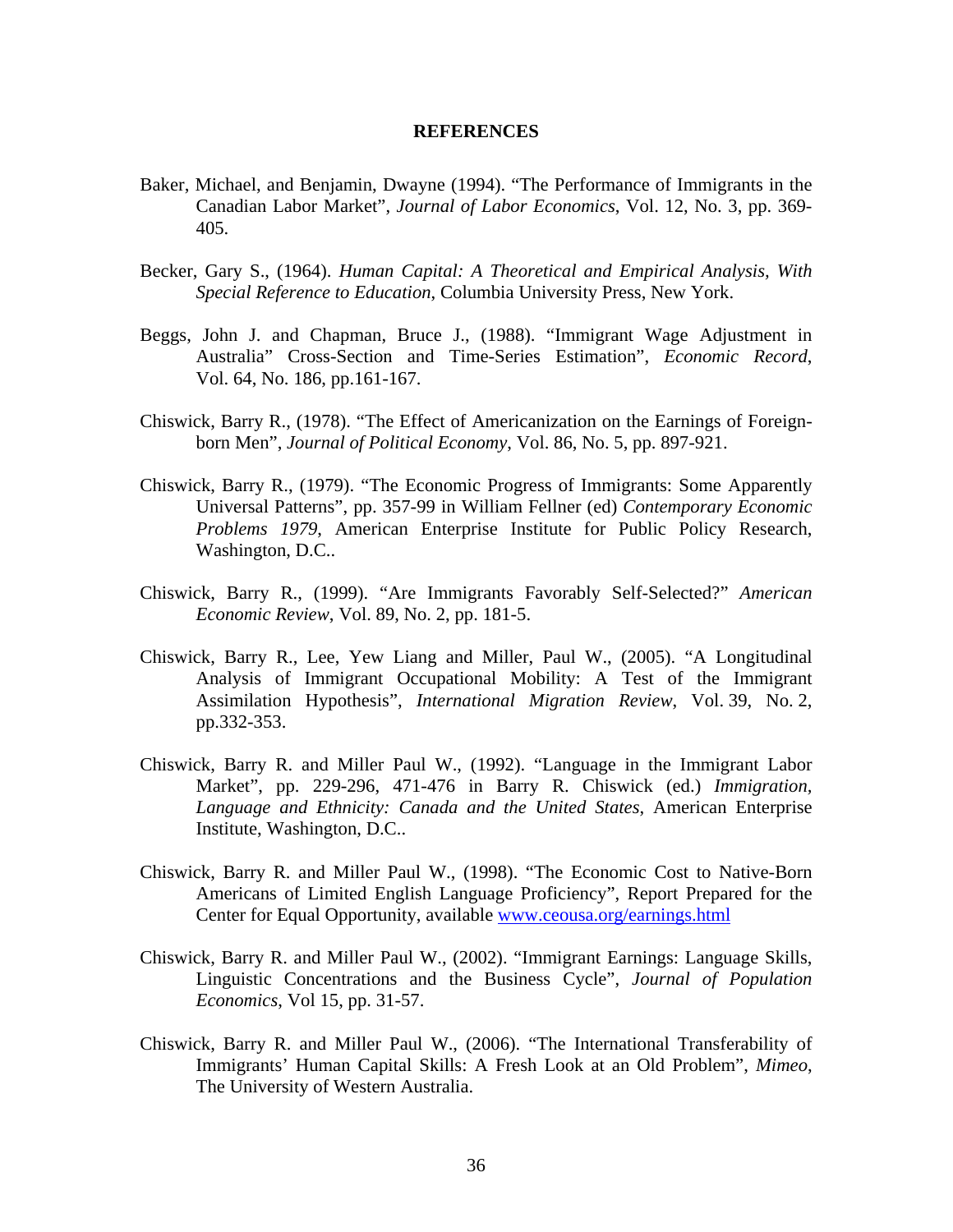# REFERENCES

Baker, Michael, and Benjamin, Dwayne (1994). "The Performance of Immigrants in the Canadian Labor Market", *Journal of Labor Economics*, Vol. 12, No. 3, pp. 369-405.

Becker, Gary S., (1964). *Human Capital: A Theoretical and Empirical Analysis, With Special Reference to Education*, Columbia University Press, New York.

Beggs, John J. and Chapman, Bruce J., (1988). "Immigrant Wage Adjustment in Australia" Cross-Section and Time-Series Estimation", *Economic Record*, Vol. 64, No. 186, pp.161-167.

Chiswick, Barry R., (1978). "The Effect of Americanization on the Earnings of Foreign-born Men", *Journal of Political Economy*, Vol. 86, No. 5, pp. 897-921.

Chiswick, Barry R., (1979). "The Economic Progress of Immigrants: Some Apparently Universal Patterns", pp. 357-99 in William Fellner (ed) *Contemporary Economic Problems 1979*, American Enterprise Institute for Public Policy Research, Washington, D.C..

Chiswick, Barry R., (1999). "Are Immigrants Favorably Self-Selected?" *American Economic Review*, Vol. 89, No. 2, pp. 181-5.

Chiswick, Barry R., Lee, Yew Liang and Miller, Paul W., (2005). "A Longitudinal Analysis of Immigrant Occupational Mobility: A Test of the Immigrant Assimilation Hypothesis", *International Migration Review*, Vol. 39, No. 2, pp.332-353.

Chiswick, Barry R. and Miller Paul W., (1992). "Language in the Immigrant Labor Market", pp. 229-296, 471-476 in Barry R. Chiswick (ed.) *Immigration, Language and Ethnicity: Canada and the United States*, American Enterprise Institute, Washington, D.C..

Chiswick, Barry R. and Miller Paul W., (1998). "The Economic Cost to Native-Born Americans of Limited English Language Proficiency", Report Prepared for the Center for Equal Opportunity, available www.ceousa.org/earnings.html

Chiswick, Barry R. and Miller Paul W., (2002). "Immigrant Earnings: Language Skills, Linguistic Concentrations and the Business Cycle", *Journal of Population Economics*, Vol 15, pp. 31-57.

Chiswick, Barry R. and Miller Paul W., (2006). "The International Transferability of Immigrants' Human Capital Skills: A Fresh Look at an Old Problem", *Mimeo*, The University of Western Australia.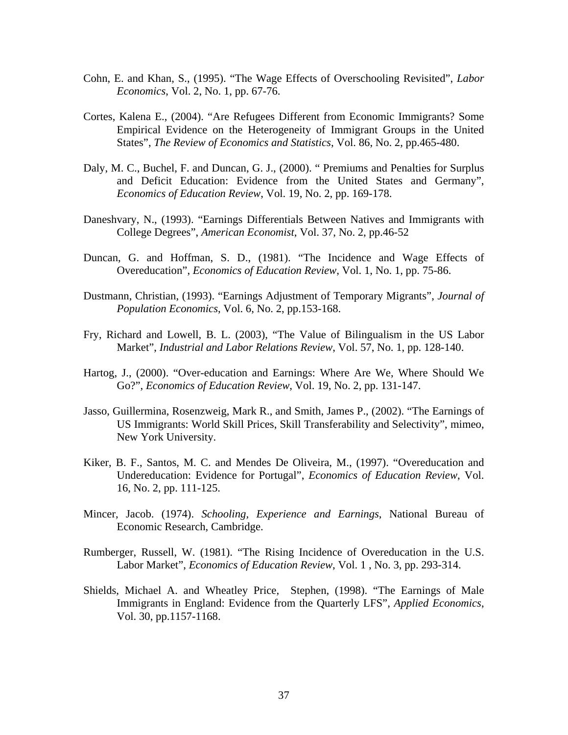Cohn, E. and Khan, S., (1995). "The Wage Effects of Overschooling Revisited", *Labor Economics*, Vol. 2, No. 1, pp. 67-76.

Cortes, Kalena E., (2004). "Are Refugees Different from Economic Immigrants? Some Empirical Evidence on the Heterogeneity of Immigrant Groups in the United States", *The Review of Economics and Statistics*, Vol. 86, No. 2, pp.465-480.

Daly, M. C., Buchel, F. and Duncan, G. J., (2000). " Premiums and Penalties for Surplus and Deficit Education: Evidence from the United States and Germany", *Economics of Education Review*, Vol. 19, No. 2, pp. 169-178.

Daneshvary, N., (1993). "Earnings Differentials Between Natives and Immigrants with College Degrees", *American Economist*, Vol. 37, No. 2, pp.46-52

Duncan, G. and Hoffman, S. D., (1981). "The Incidence and Wage Effects of Overeducation", *Economics of Education Review*, Vol. 1, No. 1, pp. 75-86.

Dustmann, Christian, (1993). "Earnings Adjustment of Temporary Migrants", *Journal of Population Economics*, Vol. 6, No. 2, pp.153-168.

Fry, Richard and Lowell, B. L. (2003), "The Value of Bilingualism in the US Labor Market", *Industrial and Labor Relations Review*, Vol. 57, No. 1, pp. 128-140.

Hartog, J., (2000). "Over-education and Earnings: Where Are We, Where Should We Go?", *Economics of Education Review*, Vol. 19, No. 2, pp. 131-147.

Jasso, Guillermina, Rosenzweig, Mark R., and Smith, James P., (2002). "The Earnings of US Immigrants: World Skill Prices, Skill Transferability and Selectivity", mimeo, New York University.

Kiker, B. F., Santos, M. C. and Mendes De Oliveira, M., (1997). "Overeducation and Undereducation: Evidence for Portugal", *Economics of Education Review*, Vol. 16, No. 2, pp. 111-125.

Mincer, Jacob. (1974). *Schooling, Experience and Earnings*, National Bureau of Economic Research, Cambridge.

Rumberger, Russell, W. (1981). "The Rising Incidence of Overeducation in the U.S. Labor Market", *Economics of Education Review*, Vol. 1 , No. 3, pp. 293-314.

Shields, Michael A. and Wheatley Price, Stephen, (1998). "The Earnings of Male Immigrants in England: Evidence from the Quarterly LFS", *Applied Economics*, Vol. 30, pp.1157-1168.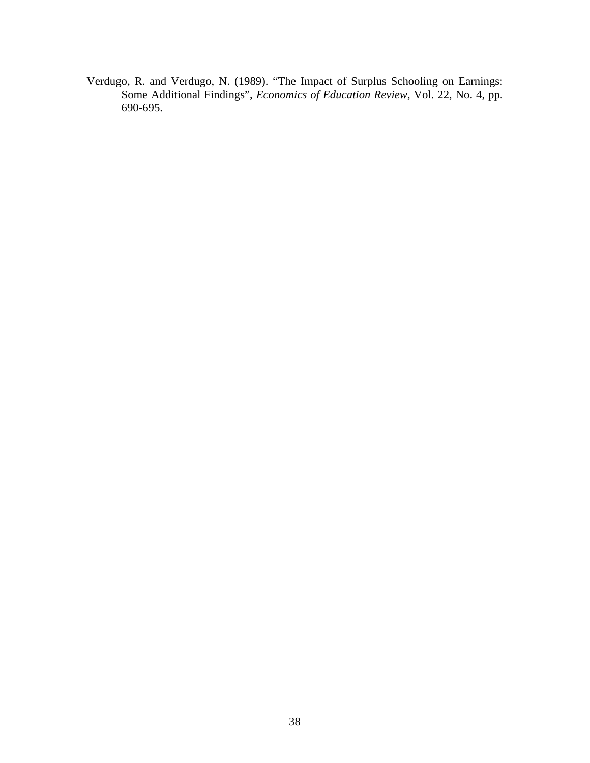Verdugo, R. and Verdugo, N. (1989). “The Impact of Surplus Schooling on Earnings: Some Additional Findings”, *Economics of Education Review*, Vol. 22, No. 4, pp. 690-695.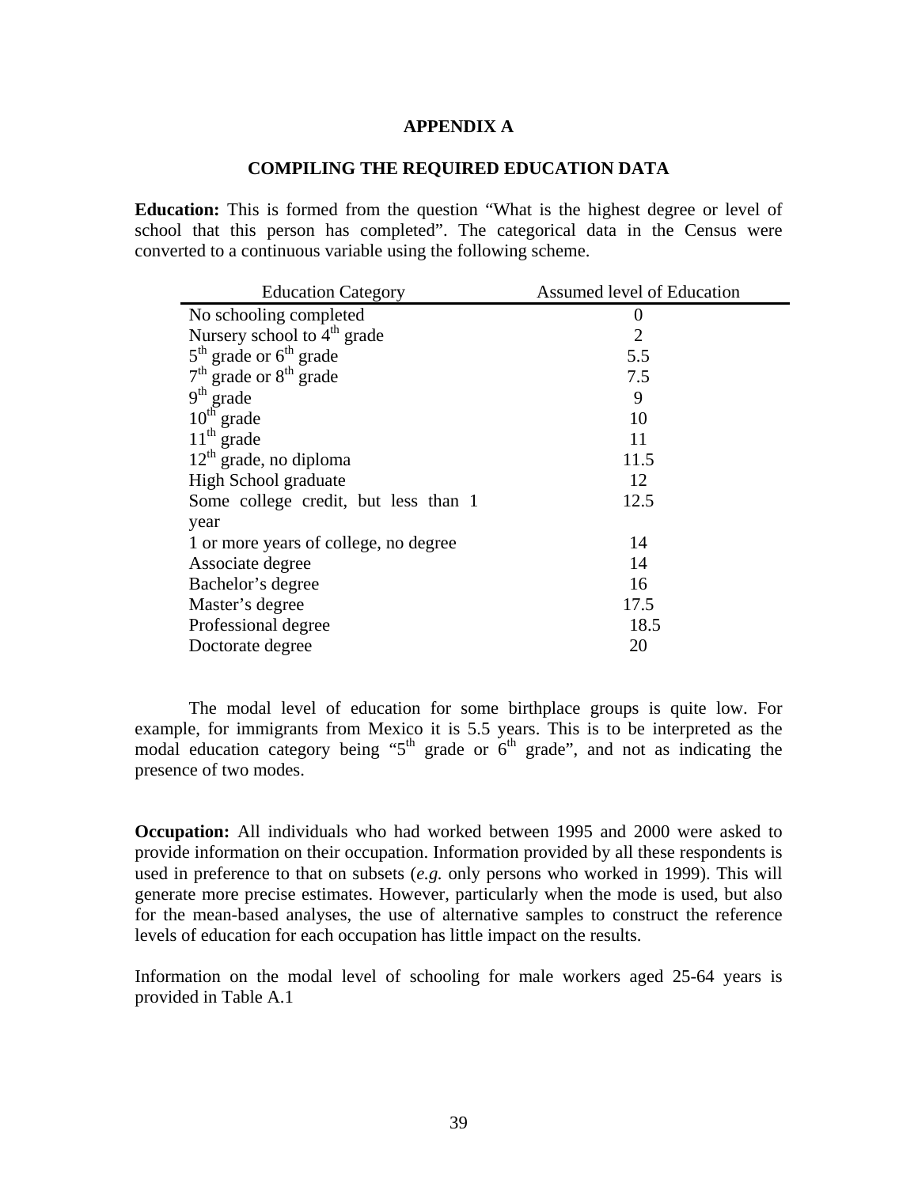# APPENDIX A

## COMPILING THE REQUIRED EDUCATION DATA

**Education:** This is formed from the question "What is the highest degree or level of school that this person has completed". The categorical data in the Census were converted to a continuous variable using the following scheme.

| Education Category | Assumed level of Education |
|---|---|
| No schooling completed | 0 |
| Nursery school to 4th grade | 2 |
| 5th grade or 6th grade | 5.5 |
| 7th grade or 8th grade | 7.5 |
| 9th grade | 9 |
| 10th grade | 10 |
| 11th grade | 11 |
| 12th grade, no diploma | 11.5 |
| High School graduate | 12 |
| Some college credit, but less than 1 year | 12.5 |
| 1 or more years of college, no degree | 14 |
| Associate degree | 14 |
| Bachelor's degree | 16 |
| Master's degree | 17.5 |
| Professional degree | 18.5 |
| Doctorate degree | 20 |

The modal level of education for some birthplace groups is quite low. For example, for immigrants from Mexico it is 5.5 years. This is to be interpreted as the modal education category being "5th grade or 6th grade", and not as indicating the presence of two modes.

**Occupation:** All individuals who had worked between 1995 and 2000 were asked to provide information on their occupation. Information provided by all these respondents is used in preference to that on subsets (*e.g.* only persons who worked in 1999). This will generate more precise estimates. However, particularly when the mode is used, but also for the mean-based analyses, the use of alternative samples to construct the reference levels of education for each occupation has little impact on the results.

Information on the modal level of schooling for male workers aged 25-64 years is provided in Table A.1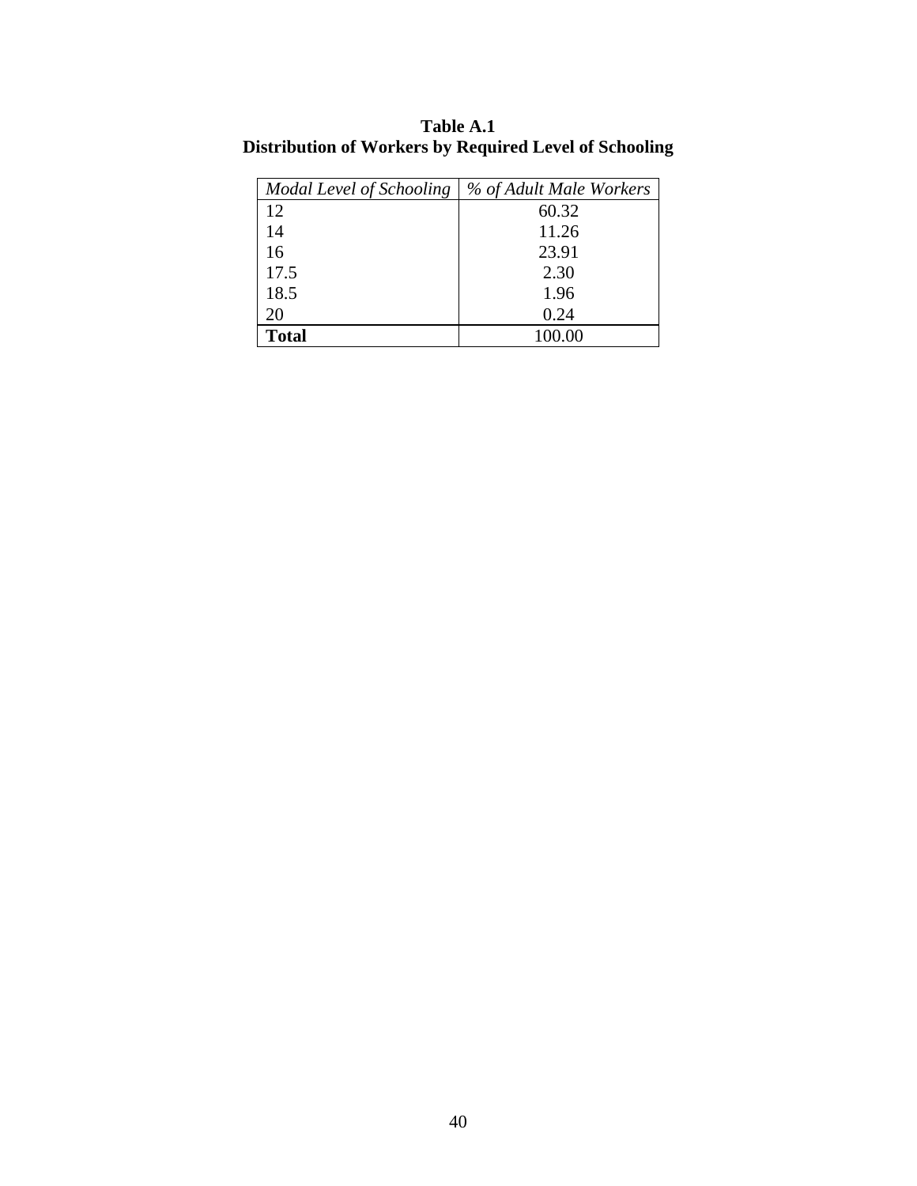**Table A.1**
**Distribution of Workers by Required Level of Schooling**

| *Modal Level of Schooling* | *% of Adult Male Workers* |
|---|---|
| 12 | 60.32 |
| 14 | 11.26 |
| 16 | 23.91 |
| 17.5 | 2.30 |
| 18.5 | 1.96 |
| 20 | 0.24 |
| **Total** | 100.00 |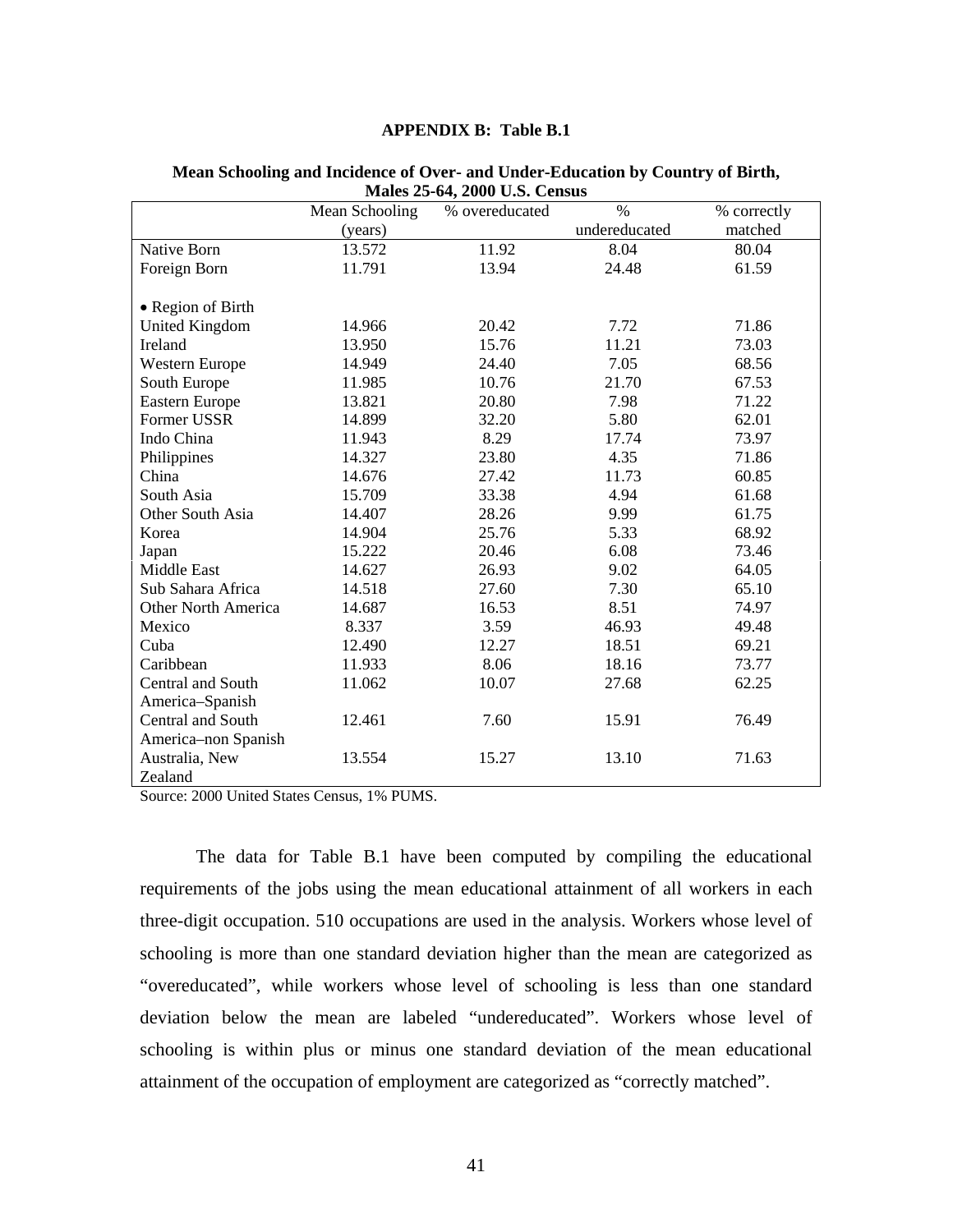**APPENDIX B: Table B.1**

**Mean Schooling and Incidence of Over- and Under-Education by Country of Birth, Males 25-64, 2000 U.S. Census**

| | Mean Schooling (years) | % overeducated | % undereducated | % correctly matched |
|---|---|---|---|---|
| Native Born | 13.572 | 11.92 | 8.04 | 80.04 |
| Foreign Born | 11.791 | 13.94 | 24.48 | 61.59 |
| • Region of Birth | | | | |
| United Kingdom | 14.966 | 20.42 | 7.72 | 71.86 |
| Ireland | 13.950 | 15.76 | 11.21 | 73.03 |
| Western Europe | 14.949 | 24.40 | 7.05 | 68.56 |
| South Europe | 11.985 | 10.76 | 21.70 | 67.53 |
| Eastern Europe | 13.821 | 20.80 | 7.98 | 71.22 |
| Former USSR | 14.899 | 32.20 | 5.80 | 62.01 |
| Indo China | 11.943 | 8.29 | 17.74 | 73.97 |
| Philippines | 14.327 | 23.80 | 4.35 | 71.86 |
| China | 14.676 | 27.42 | 11.73 | 60.85 |
| South Asia | 15.709 | 33.38 | 4.94 | 61.68 |
| Other South Asia | 14.407 | 28.26 | 9.99 | 61.75 |
| Korea | 14.904 | 25.76 | 5.33 | 68.92 |
| Japan | 15.222 | 20.46 | 6.08 | 73.46 |
| Middle East | 14.627 | 26.93 | 9.02 | 64.05 |
| Sub Sahara Africa | 14.518 | 27.60 | 7.30 | 65.10 |
| Other North America | 14.687 | 16.53 | 8.51 | 74.97 |
| Mexico | 8.337 | 3.59 | 46.93 | 49.48 |
| Cuba | 12.490 | 12.27 | 18.51 | 69.21 |
| Caribbean | 11.933 | 8.06 | 18.16 | 73.77 |
| Central and South America–Spanish | 11.062 | 10.07 | 27.68 | 62.25 |
| Central and South America–non Spanish | 12.461 | 7.60 | 15.91 | 76.49 |
| Australia, New Zealand | 13.554 | 15.27 | 13.10 | 71.63 |

Source: 2000 United States Census, 1% PUMS.

The data for Table B.1 have been computed by compiling the educational requirements of the jobs using the mean educational attainment of all workers in each three-digit occupation. 510 occupations are used in the analysis. Workers whose level of schooling is more than one standard deviation higher than the mean are categorized as "overeducated", while workers whose level of schooling is less than one standard deviation below the mean are labeled "undereducated". Workers whose level of schooling is within plus or minus one standard deviation of the mean educational attainment of the occupation of employment are categorized as "correctly matched".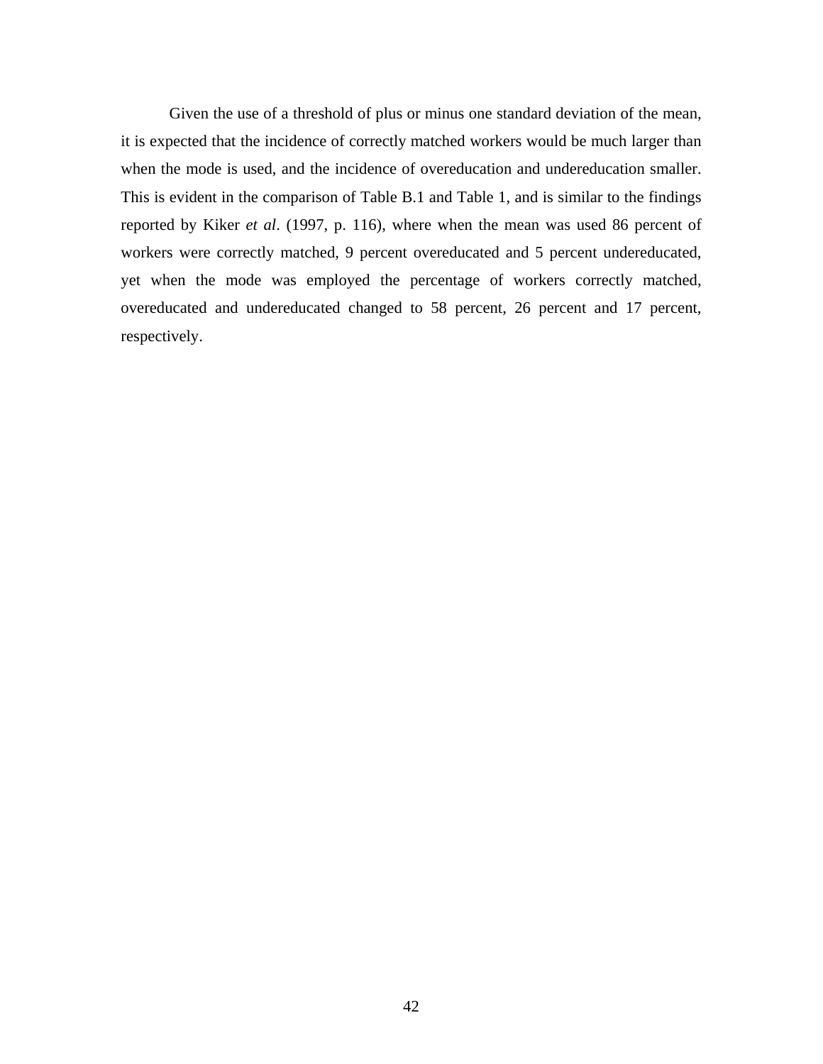Given the use of a threshold of plus or minus one standard deviation of the mean, it is expected that the incidence of correctly matched workers would be much larger than when the mode is used, and the incidence of overeducation and undereducation smaller. This is evident in the comparison of Table B.1 and Table 1, and is similar to the findings reported by Kiker *et al*. (1997, p. 116), where when the mean was used 86 percent of workers were correctly matched, 9 percent overeducated and 5 percent undereducated, yet when the mode was employed the percentage of workers correctly matched, overeducated and undereducated changed to 58 percent, 26 percent and 17 percent, respectively.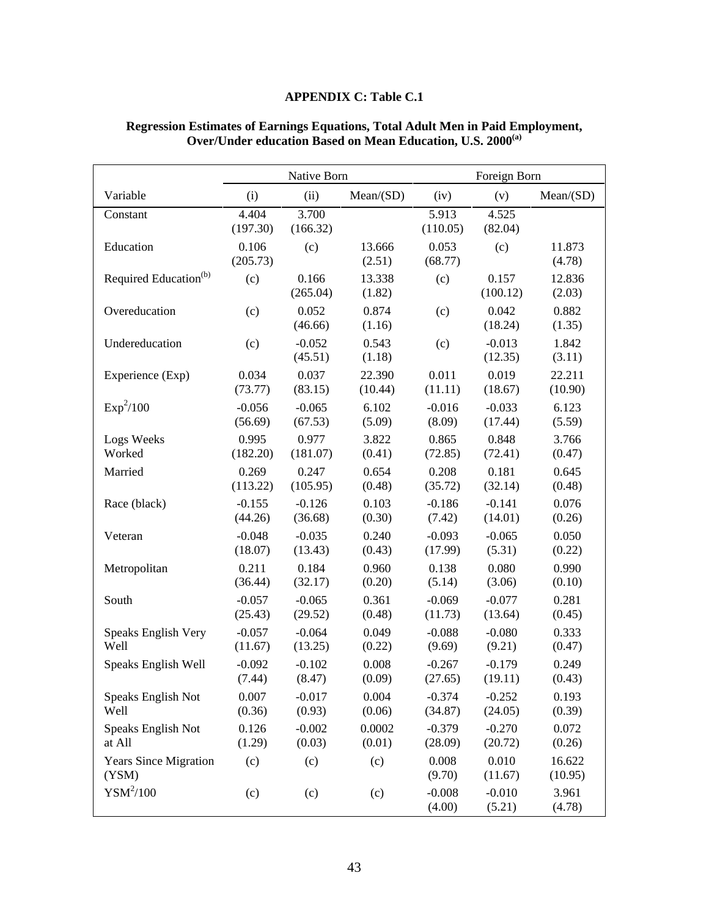### APPENDIX C: Table C.1

**Regression Estimates of Earnings Equations, Total Adult Men in Paid Employment, Over/Under education Based on Mean Education, U.S. 2000[(a)]**

| | Native Born | | | Foreign Born | | |
|---|---|---|---|---|---|---|
| Variable | (i) | (ii) | Mean/(SD) | (iv) | (v) | Mean/(SD) |
| Constant | 4.404 (197.30) | 3.700 (166.32) | | 5.913 (110.05) | 4.525 (82.04) | |
| Education | 0.106 (205.73) | (c) | 13.666 (2.51) | 0.053 (68.77) | (c) | 11.873 (4.78) |
| Required Education[(b)] | (c) | 0.166 (265.04) | 13.338 (1.82) | (c) | 0.157 (100.12) | 12.836 (2.03) |
| Overeducation | (c) | 0.052 (46.66) | 0.874 (1.16) | (c) | 0.042 (18.24) | 0.882 (1.35) |
| Undereducation | (c) | -0.052 (45.51) | 0.543 (1.18) | (c) | -0.013 (12.35) | 1.842 (3.11) |
| Experience (Exp) | 0.034 (73.77) | 0.037 (83.15) | 22.390 (10.44) | 0.011 (11.11) | 0.019 (18.67) | 22.211 (10.90) |
| $Exp^2/100$ | -0.056 (56.69) | -0.065 (67.53) | 6.102 (5.09) | -0.016 (8.09) | -0.033 (17.44) | 6.123 (5.59) |
| Logs Weeks Worked | 0.995 (182.20) | 0.977 (181.07) | 3.822 (0.41) | 0.865 (72.85) | 0.848 (72.41) | 3.766 (0.47) |
| Married | 0.269 (113.22) | 0.247 (105.95) | 0.654 (0.48) | 0.208 (35.72) | 0.181 (32.14) | 0.645 (0.48) |
| Race (black) | -0.155 (44.26) | -0.126 (36.68) | 0.103 (0.30) | -0.186 (7.42) | -0.141 (14.01) | 0.076 (0.26) |
| Veteran | -0.048 (18.07) | -0.035 (13.43) | 0.240 (0.43) | -0.093 (17.99) | -0.065 (5.31) | 0.050 (0.22) |
| Metropolitan | 0.211 (36.44) | 0.184 (32.17) | 0.960 (0.20) | 0.138 (5.14) | 0.080 (3.06) | 0.990 (0.10) |
| South | -0.057 (25.43) | -0.065 (29.52) | 0.361 (0.48) | -0.069 (11.73) | -0.077 (13.64) | 0.281 (0.45) |
| Speaks English Very Well | -0.057 (11.67) | -0.064 (13.25) | 0.049 (0.22) | -0.088 (9.69) | -0.080 (9.21) | 0.333 (0.47) |
| Speaks English Well | -0.092 (7.44) | -0.102 (8.47) | 0.008 (0.09) | -0.267 (27.65) | -0.179 (19.11) | 0.249 (0.43) |
| Speaks English Not Well | 0.007 (0.36) | -0.017 (0.93) | 0.004 (0.06) | -0.374 (34.87) | -0.252 (24.05) | 0.193 (0.39) |
| Speaks English Not at All | 0.126 (1.29) | -0.002 (0.03) | 0.0002 (0.01) | -0.379 (28.09) | -0.270 (20.72) | 0.072 (0.26) |
| Years Since Migration (YSM) | (c) | (c) | (c) | 0.008 (9.70) | 0.010 (11.67) | 16.622 (10.95) |
| $YSM^2/100$ | (c) | (c) | (c) | -0.008 (4.00) | -0.010 (5.21) | 3.961 (4.78) |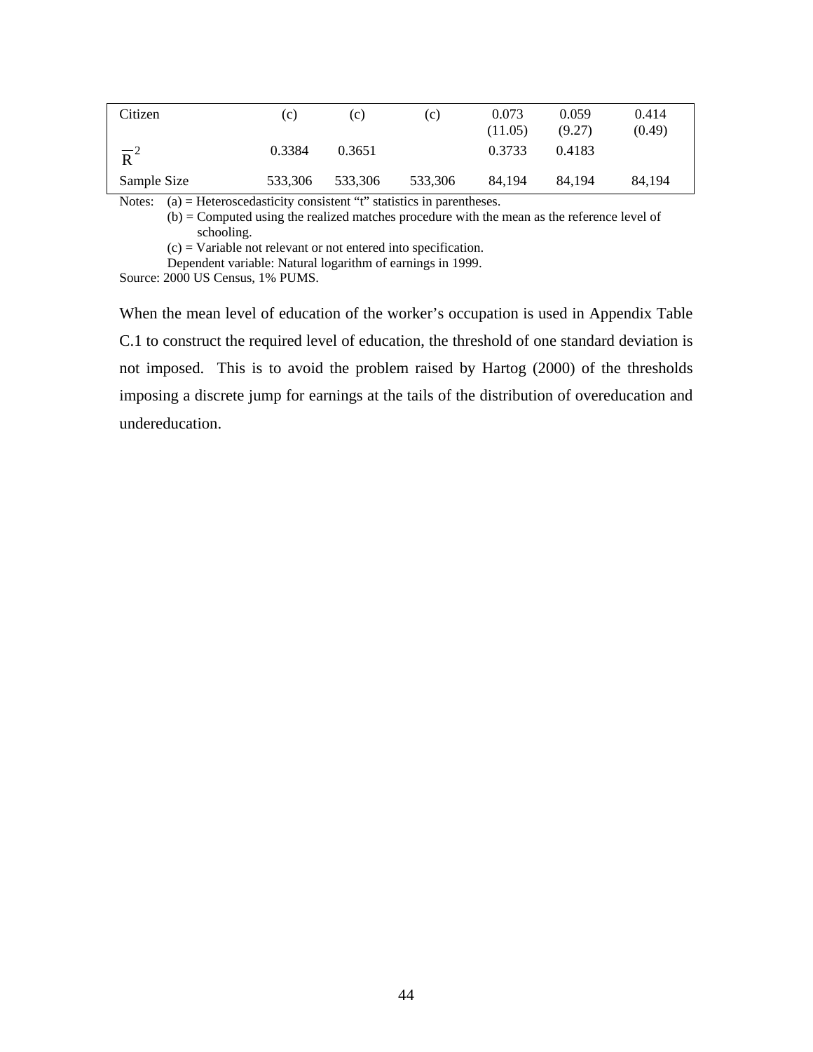| | | | | | | |
|---|---|---|---|---|---|---|
| Citizen | (c) | (c) | (c) | 0.073 (11.05) | 0.059 (9.27) | 0.414 (0.49) |
| $\bar{R}^2$ | 0.3384 | 0.3651 | | 0.3733 | 0.4183 | |
| Sample Size | 533,306 | 533,306 | 533,306 | 84,194 | 84,194 | 84,194 |

Notes: (a) = Heteroscedasticity consistent "t" statistics in parentheses.
(b) = Computed using the realized matches procedure with the mean as the reference level of schooling.
(c) = Variable not relevant or not entered into specification.
Dependent variable: Natural logarithm of earnings in 1999.
Source: 2000 US Census, 1% PUMS.

When the mean level of education of the worker's occupation is used in Appendix Table C.1 to construct the required level of education, the threshold of one standard deviation is not imposed. This is to avoid the problem raised by Hartog (2000) of the thresholds imposing a discrete jump for earnings at the tails of the distribution of overeducation and undereducation.